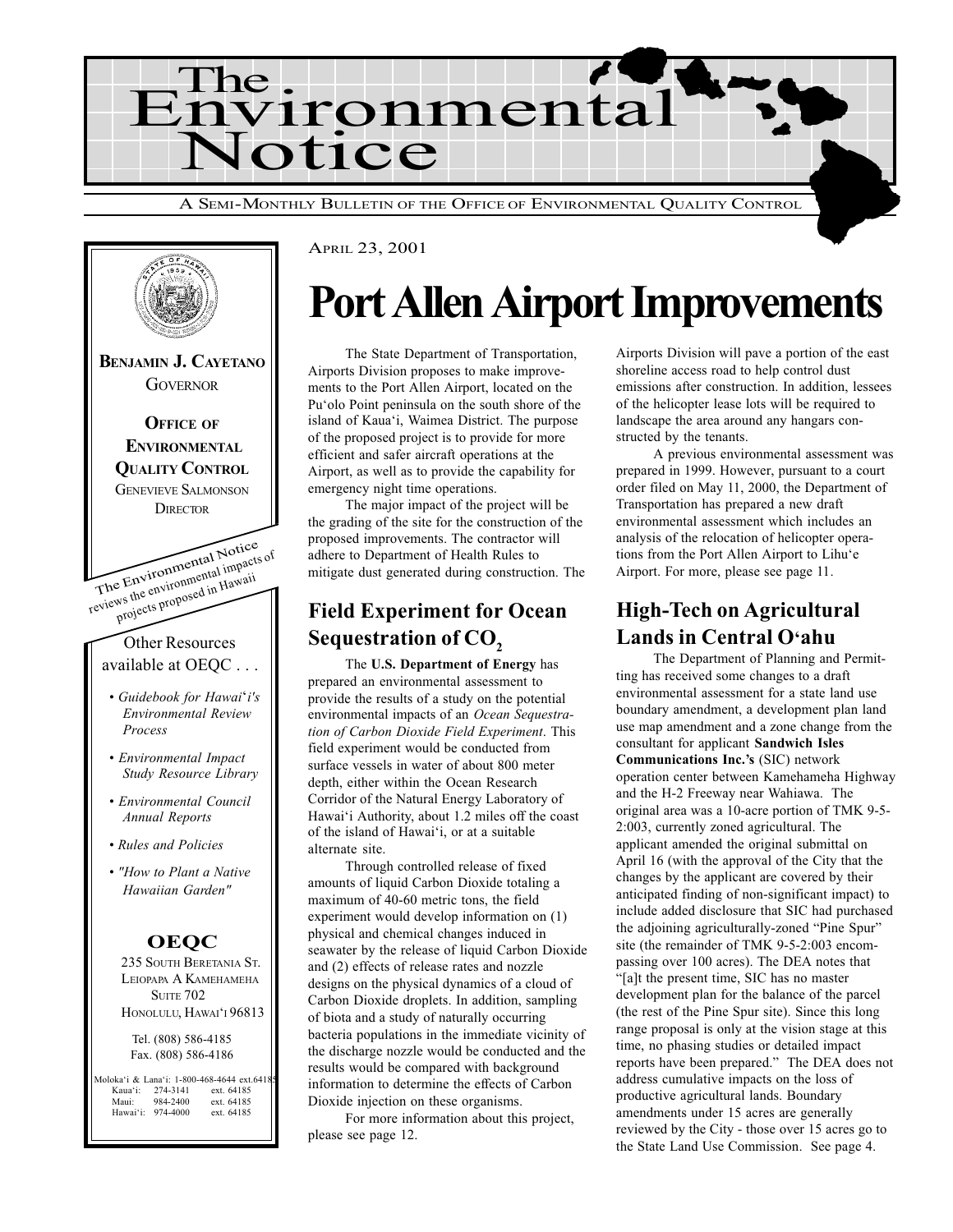# The Environmental Notice

A SEMI-MONTHLY BULLETIN OF THE OFFICE OF ENVIRONMENTAL QUALITY CONTROL

**BENJAMIN J. CAYETANO**
GOVERNOR

**OFFICE OF ENVIRONMENTAL QUALITY CONTROL**
GENEVIEVE SALMONSON
DIRECTOR

The Environmental Notice reviews the environmental impacts of projects proposed in Hawaii

Other Resources available at OEQC . . .

- *Guidebook for Hawai'i's Environmental Review Process*
- *Environmental Impact Study Resource Library*
- *Environmental Council Annual Reports*
- *Rules and Policies*
- *"How to Plant a Native Hawaiian Garden"*

**OEQC**
235 SOUTH BERETANIA ST.
LEIOPAPA A KAMEHAMEHA
SUITE 702
HONOLULU, HAWAI'I 96813

Tel. (808) 586-4185
Fax. (808) 586-4186

Moloka'i & Lana'i: 1-800-468-4644 ext.64185
Kaua'i: 274-3141 ext. 64185
Maui: 984-2400 ext. 64185
Hawai'i: 974-4000 ext. 64185

APRIL 23, 2001

# Port Allen Airport Improvements

The State Department of Transportation, Airports Division proposes to make improvements to the Port Allen Airport, located on the Pu'olo Point peninsula on the south shore of the island of Kaua'i, Waimea District. The purpose of the proposed project is to provide for more efficient and safer aircraft operations at the Airport, as well as to provide the capability for emergency night time operations.

The major impact of the project will be the grading of the site for the construction of the proposed improvements. The contractor will adhere to Department of Health Rules to mitigate dust generated during construction. The Airports Division will pave a portion of the east shoreline access road to help control dust emissions after construction. In addition, lessees of the helicopter lease lots will be required to landscape the area around any hangars constructed by the tenants.

A previous environmental assessment was prepared in 1999. However, pursuant to a court order filed on May 11, 2000, the Department of Transportation has prepared a new draft environmental assessment which includes an analysis of the relocation of helicopter operations from the Port Allen Airport to Lihu'e Airport. For more, please see page 11.

## Field Experiment for Ocean Sequestration of $CO_2$

The **U.S. Department of Energy** has prepared an environmental assessment to provide the results of a study on the potential environmental impacts of an *Ocean Sequestration of Carbon Dioxide Field Experiment*. This field experiment would be conducted from surface vessels in water of about 800 meter depth, either within the Ocean Research Corridor of the Natural Energy Laboratory of Hawai'i Authority, about 1.2 miles off the coast of the island of Hawai'i, or at a suitable alternate site.

Through controlled release of fixed amounts of liquid Carbon Dioxide totaling a maximum of 40-60 metric tons, the field experiment would develop information on (1) physical and chemical changes induced in seawater by the release of liquid Carbon Dioxide and (2) effects of release rates and nozzle designs on the physical dynamics of a cloud of Carbon Dioxide droplets. In addition, sampling of biota and a study of naturally occurring bacteria populations in the immediate vicinity of the discharge nozzle would be conducted and the results would be compared with background information to determine the effects of Carbon Dioxide injection on these organisms.

For more information about this project, please see page 12.

## High-Tech on Agricultural Lands in Central O'ahu

The Department of Planning and Permitting has received some changes to a draft environmental assessment for a state land use boundary amendment, a development plan land use map amendment and a zone change from the consultant for applicant **Sandwich Isles Communications Inc.'s** (SIC) network operation center between Kamehameha Highway and the H-2 Freeway near Wahiawa. The original area was a 10-acre portion of TMK 9-5-2:003, currently zoned agricultural. The applicant amended the original submittal on April 16 (with the approval of the City that the changes by the applicant are covered by their anticipated finding of non-significant impact) to include added disclosure that SIC had purchased the adjoining agriculturally-zoned "Pine Spur" site (the remainder of TMK 9-5-2:003 encompassing over 100 acres). The DEA notes that "[a]t the present time, SIC has no master development plan for the balance of the parcel (the rest of the Pine Spur site). Since this long range proposal is only at the vision stage at this time, no phasing studies or detailed impact reports have been prepared." The DEA does not address cumulative impacts on the loss of productive agricultural lands. Boundary amendments under 15 acres are generally reviewed by the City - those over 15 acres go to the State Land Use Commission. See page 4.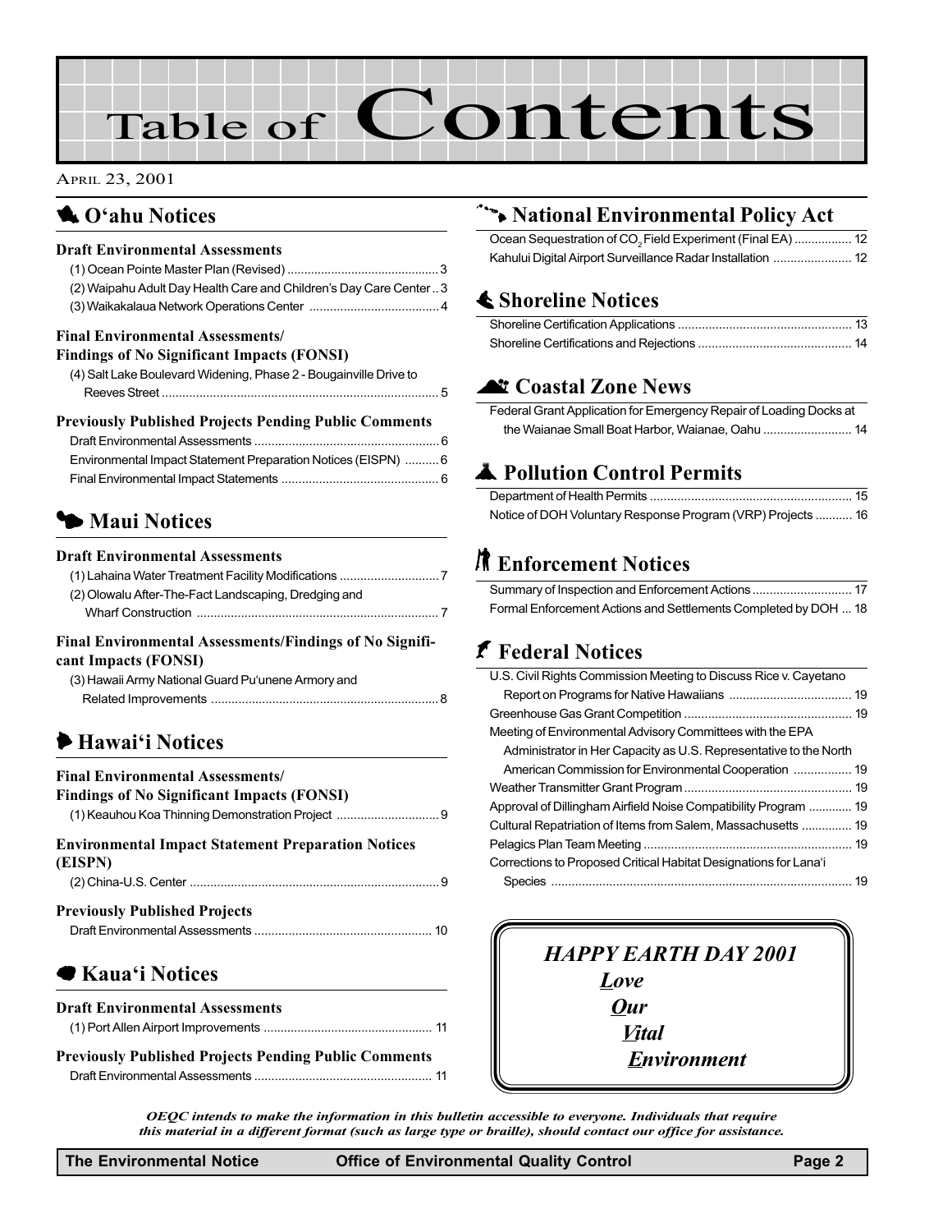# Table of Contents

April 23, 2001

## O'ahu Notices

### Draft Environmental Assessments

(1) Ocean Pointe Master Plan (Revised) ............................................ 3
(2) Waipahu Adult Day Health Care and Children's Day Care Center .. 3
(3) Waikakalaua Network Operations Center ...................................... 4

### Final Environmental Assessments/ Findings of No Significant Impacts (FONSI)

(4) Salt Lake Boulevard Widening, Phase 2 - Bougainville Drive to Reeves Street ................................................................................ 5

### Previously Published Projects Pending Public Comments

Draft Environmental Assessments ...................................................... 6
Environmental Impact Statement Preparation Notices (EISPN) .......... 6
Final Environmental Impact Statements .............................................. 6

## Maui Notices

### Draft Environmental Assessments

(1) Lahaina Water Treatment Facility Modifications ............................. 7
(2) Olowalu After-The-Fact Landscaping, Dredging and Wharf Construction ...................................................................... 7

### Final Environmental Assessments/Findings of No Significant Impacts (FONSI)

(3) Hawaii Army National Guard Pu'unene Armory and Related Improvements .................................................................. 8

## Hawai'i Notices

### Final Environmental Assessments/ Findings of No Significant Impacts (FONSI)

(1) Keauhou Koa Thinning Demonstration Project .............................. 9

### Environmental Impact Statement Preparation Notices (EISPN)

(2) China-U.S. Center ......................................................................... 9

### Previously Published Projects

Draft Environmental Assessments .................................................... 10

## Kaua'i Notices

### Draft Environmental Assessments

(1) Port Allen Airport Improvements .................................................. 11

### Previously Published Projects Pending Public Comments

Draft Environmental Assessments .................................................... 11

## National Environmental Policy Act

Ocean Sequestration of $CO_2$ Field Experiment (Final EA) ................. 12
Kahului Digital Airport Surveillance Radar Installation ....................... 12

## Shoreline Notices

Shoreline Certification Applications .................................................. 13
Shoreline Certifications and Rejections ............................................ 14

## Coastal Zone News

Federal Grant Application for Emergency Repair of Loading Docks at the Waianae Small Boat Harbor, Waianae, Oahu .......................... 14

## Pollution Control Permits

Department of Health Permits ........................................................... 15
Notice of DOH Voluntary Response Program (VRP) Projects ........... 16

## Enforcement Notices

Summary of Inspection and Enforcement Actions ............................. 17
Formal Enforcement Actions and Settlements Completed by DOH ... 18

## Federal Notices

U.S. Civil Rights Commission Meeting to Discuss Rice v. Cayetano Report on Programs for Native Hawaiians .................................... 19
Greenhouse Gas Grant Competition ................................................. 19
Meeting of Environmental Advisory Committees with the EPA Administrator in Her Capacity as U.S. Representative to the North American Commission for Environmental Cooperation ................. 19
Weather Transmitter Grant Program ................................................. 19
Approval of Dillingham Airfield Noise Compatibility Program ............. 19
Cultural Repatriation of Items from Salem, Massachusetts ............... 19
Pelagics Plan Team Meeting ............................................................. 19
Corrections to Proposed Critical Habitat Designations for Lana'i Species ........................................................................................ 19

***HAPPY EARTH DAY 2001***

***Love***
***Our***
***Vital***
***Environment***

***OEQC intends to make the information in this bulletin accessible to everyone. Individuals that require this material in a different format (such as large type or braille), should contact our office for assistance.***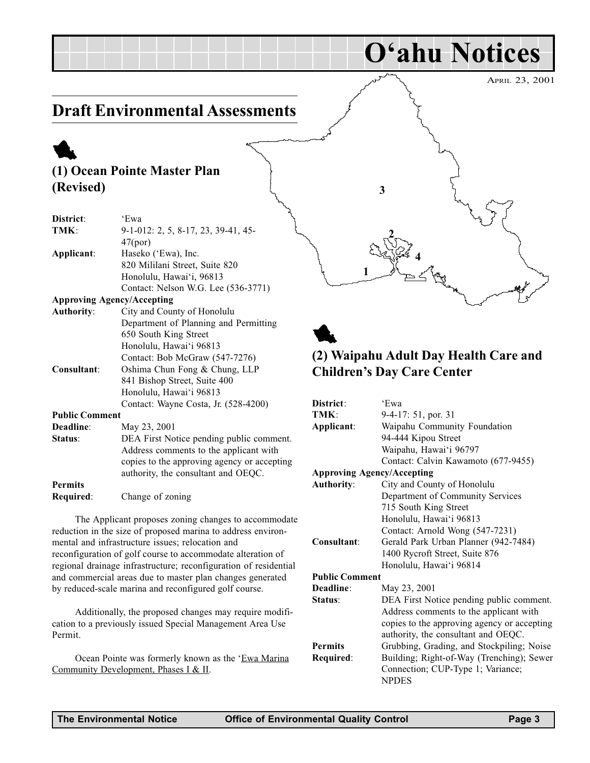# O'ahu Notices

April 23, 2001

## Draft Environmental Assessments

### (1) Ocean Pointe Master Plan (Revised)

**District**: 'Ewa
**TMK**: 9-1-012: 2, 5, 8-17, 23, 39-41, 45-47(por)
**Applicant**: Haseko ('Ewa), Inc.
820 Mililani Street, Suite 820
Honolulu, Hawai'i, 96813
Contact: Nelson W.G. Lee (536-3771)
**Approving Agency/Accepting Authority**: City and County of Honolulu
Department of Planning and Permitting
650 South King Street
Honolulu, Hawai'i 96813
Contact: Bob McGraw (547-7276)
**Consultant**: Oshima Chun Fong & Chung, LLP
841 Bishop Street, Suite 400
Honolulu, Hawai'i 96813
Contact: Wayne Costa, Jr. (528-4200)
**Public Comment Deadline**: May 23, 2001
**Status**: DEA First Notice pending public comment. Address comments to the applicant with copies to the approving agency or accepting authority, the consultant and OEQC.
**Permits Required**: Change of zoning

The Applicant proposes zoning changes to accommodate reduction in the size of proposed marina to address environmental and infrastructure issues; relocation and reconfiguration of golf course to accommodate alteration of regional drainage infrastructure; reconfiguration of residential and commercial areas due to master plan changes generated by reduced-scale marina and reconfigured golf course.

Additionally, the proposed changes may require modification to a previously issued Special Management Area Use Permit.

Ocean Pointe was formerly known as the 'Ewa Marina Community Development, Phases I & II.

### (2) Waipahu Adult Day Health Care and Children's Day Care Center

**District**: 'Ewa
**TMK**: 9-4-17: 51, por. 31
**Applicant**: Waipahu Community Foundation
94-444 Kipou Street
Waipahu, Hawai'i 96797
Contact: Calvin Kawamoto (677-9455)
**Approving Agency/Accepting Authority**: City and County of Honolulu
Department of Community Services
715 South King Street
Honolulu, Hawai'i 96813
Contact: Arnold Wong (547-7231)
**Consultant**: Gerald Park Urban Planner (942-7484)
1400 Rycroft Street, Suite 876
Honolulu, Hawai'i 96814
**Public Comment Deadline**: May 23, 2001
**Status**: DEA First Notice pending public comment. Address comments to the applicant with copies to the approving agency or accepting authority, the consultant and OEQC.
**Permits Required**: Grubbing, Grading, and Stockpiling; Noise Building; Right-of-Way (Trenching); Sewer Connection; CUP-Type 1; Variance; NPDES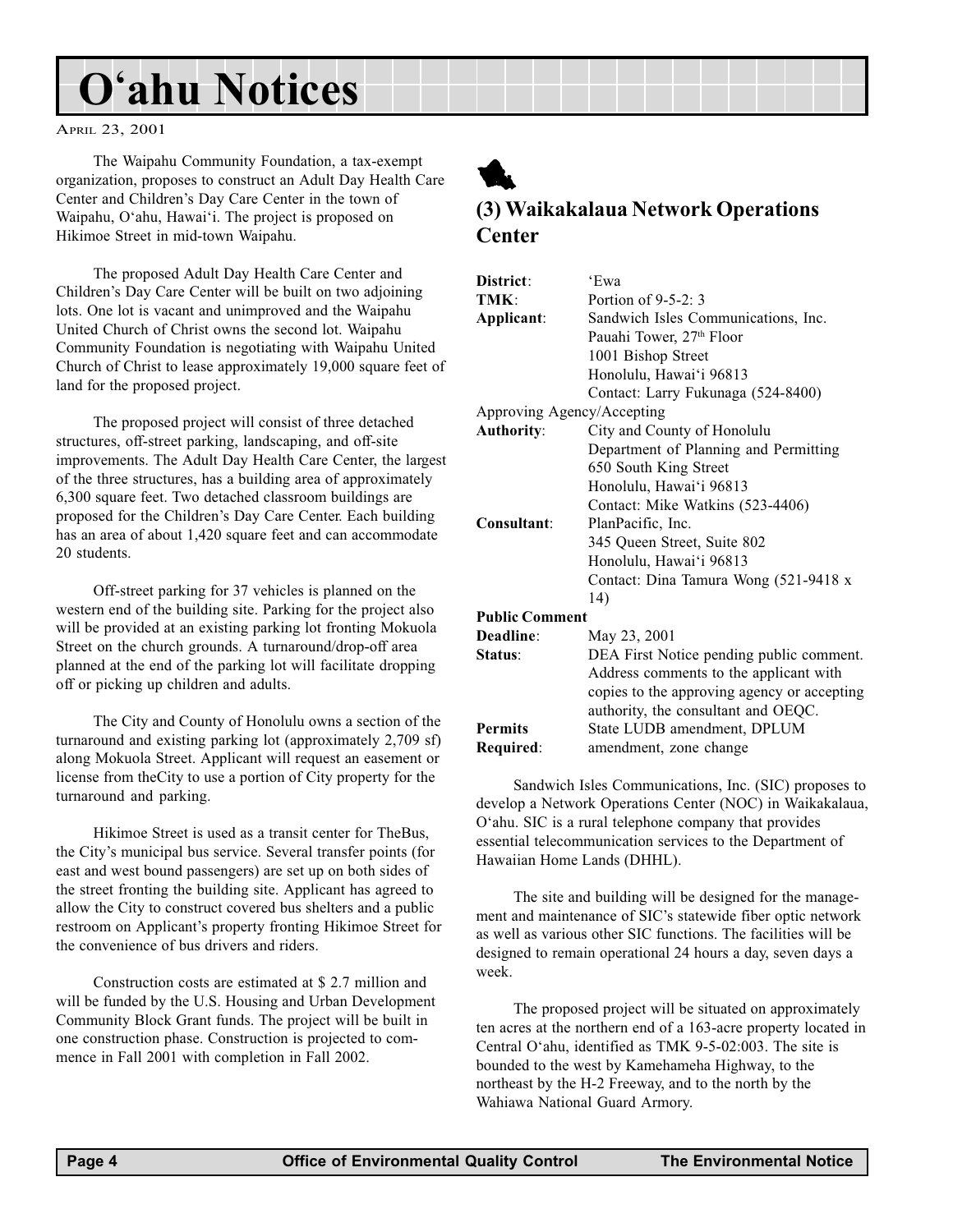# O'ahu Notices

April 23, 2001

The Waipahu Community Foundation, a tax-exempt organization, proposes to construct an Adult Day Health Care Center and Children's Day Care Center in the town of Waipahu, O'ahu, Hawai'i. The project is proposed on Hikimoe Street in mid-town Waipahu.

The proposed Adult Day Health Care Center and Children's Day Care Center will be built on two adjoining lots. One lot is vacant and unimproved and the Waipahu United Church of Christ owns the second lot. Waipahu Community Foundation is negotiating with Waipahu United Church of Christ to lease approximately 19,000 square feet of land for the proposed project.

The proposed project will consist of three detached structures, off-street parking, landscaping, and off-site improvements. The Adult Day Health Care Center, the largest of the three structures, has a building area of approximately 6,300 square feet. Two detached classroom buildings are proposed for the Children's Day Care Center. Each building has an area of about 1,420 square feet and can accommodate 20 students.

Off-street parking for 37 vehicles is planned on the western end of the building site. Parking for the project also will be provided at an existing parking lot fronting Mokuola Street on the church grounds. A turnaround/drop-off area planned at the end of the parking lot will facilitate dropping off or picking up children and adults.

The City and County of Honolulu owns a section of the turnaround and existing parking lot (approximately 2,709 sf) along Mokuola Street. Applicant will request an easement or license from theCity to use a portion of City property for the turnaround and parking.

Hikimoe Street is used as a transit center for TheBus, the City's municipal bus service. Several transfer points (for east and west bound passengers) are set up on both sides of the street fronting the building site. Applicant has agreed to allow the City to construct covered bus shelters and a public restroom on Applicant's property fronting Hikimoe Street for the convenience of bus drivers and riders.

Construction costs are estimated at $ 2.7 million and will be funded by the U.S. Housing and Urban Development Community Block Grant funds. The project will be built in one construction phase. Construction is projected to commence in Fall 2001 with completion in Fall 2002.

## (3) Waikakalaua Network Operations Center

**District**: 'Ewa

**TMK**: Portion of 9-5-2: 3

**Applicant**: Sandwich Isles Communications, Inc.
Pauahi Tower, 27th Floor
1001 Bishop Street
Honolulu, Hawai'i 96813
Contact: Larry Fukunaga (524-8400)

**Approving Agency/Accepting Authority**: City and County of Honolulu
Department of Planning and Permitting
650 South King Street
Honolulu, Hawai'i 96813
Contact: Mike Watkins (523-4406)

**Consultant**: PlanPacific, Inc.
345 Queen Street, Suite 802
Honolulu, Hawai'i 96813
Contact: Dina Tamura Wong (521-9418 x 14)

**Public Comment Deadline**: May 23, 2001

**Status**: DEA First Notice pending public comment. Address comments to the applicant with copies to the approving agency or accepting authority, the consultant and OEQC.

**Permits Required**: State LUDB amendment, DPLUM amendment, zone change

Sandwich Isles Communications, Inc. (SIC) proposes to develop a Network Operations Center (NOC) in Waikakalaua, O'ahu. SIC is a rural telephone company that provides essential telecommunication services to the Department of Hawaiian Home Lands (DHHL).

The site and building will be designed for the management and maintenance of SIC's statewide fiber optic network as well as various other SIC functions. The facilities will be designed to remain operational 24 hours a day, seven days a week.

The proposed project will be situated on approximately ten acres at the northern end of a 163-acre property located in Central O'ahu, identified as TMK 9-5-02:003. The site is bounded to the west by Kamehameha Highway, to the northeast by the H-2 Freeway, and to the north by the Wahiawa National Guard Armory.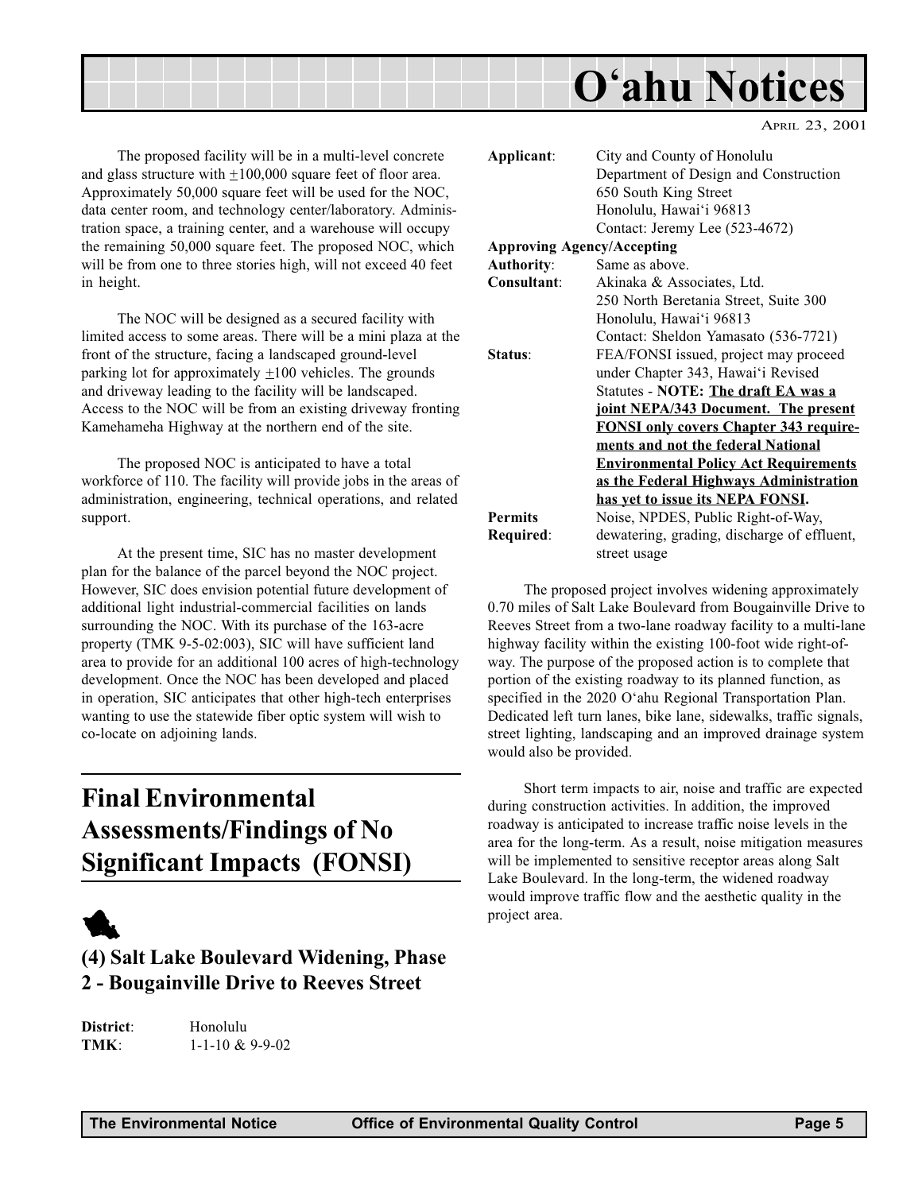The proposed facility will be in a multi-level concrete and glass structure with ±100,000 square feet of floor area. Approximately 50,000 square feet will be used for the NOC, data center room, and technology center/laboratory. Administration space, a training center, and a warehouse will occupy the remaining 50,000 square feet. The proposed NOC, which will be from one to three stories high, will not exceed 40 feet in height.

The NOC will be designed as a secured facility with limited access to some areas. There will be a mini plaza at the front of the structure, facing a landscaped ground-level parking lot for approximately ±100 vehicles. The grounds and driveway leading to the facility will be landscaped. Access to the NOC will be from an existing driveway fronting Kamehameha Highway at the northern end of the site.

The proposed NOC is anticipated to have a total workforce of 110. The facility will provide jobs in the areas of administration, engineering, technical operations, and related support.

At the present time, SIC has no master development plan for the balance of the parcel beyond the NOC project. However, SIC does envision potential future development of additional light industrial-commercial facilities on lands surrounding the NOC. With its purchase of the 163-acre property (TMK 9-5-02:003), SIC will have sufficient land area to provide for an additional 100 acres of high-technology development. Once the NOC has been developed and placed in operation, SIC anticipates that other high-tech enterprises wanting to use the statewide fiber optic system will wish to co-locate on adjoining lands.

# Final Environmental Assessments/Findings of No Significant Impacts (FONSI)

## (4) Salt Lake Boulevard Widening, Phase 2 - Bougainville Drive to Reeves Street

**District**: Honolulu
**TMK**: 1-1-10 & 9-9-02
**Applicant**: City and County of Honolulu
Department of Design and Construction
650 South King Street
Honolulu, Hawai'i 96813
Contact: Jeremy Lee (523-4672)
**Approving Agency/Accepting Authority**: Same as above.
**Consultant**: Akinaka & Associates, Ltd.
250 North Beretania Street, Suite 300
Honolulu, Hawai'i 96813
Contact: Sheldon Yamasato (536-7721)
**Status**: FEA/FONSI issued, project may proceed under Chapter 343, Hawai'i Revised Statutes - **NOTE: The draft EA was a joint NEPA/343 Document. The present FONSI only covers Chapter 343 requirements and not the federal National Environmental Policy Act Requirements as the Federal Highways Administration has yet to issue its NEPA FONSI.**
**Permits Required**: Noise, NPDES, Public Right-of-Way, dewatering, grading, discharge of effluent, street usage

The proposed project involves widening approximately 0.70 miles of Salt Lake Boulevard from Bougainville Drive to Reeves Street from a two-lane roadway facility to a multi-lane highway facility within the existing 100-foot wide right-of-way. The purpose of the proposed action is to complete that portion of the existing roadway to its planned function, as specified in the 2020 O'ahu Regional Transportation Plan. Dedicated left turn lanes, bike lane, sidewalks, traffic signals, street lighting, landscaping and an improved drainage system would also be provided.

Short term impacts to air, noise and traffic are expected during construction activities. In addition, the improved roadway is anticipated to increase traffic noise levels in the area for the long-term. As a result, noise mitigation measures will be implemented to sensitive receptor areas along Salt Lake Boulevard. In the long-term, the widened roadway would improve traffic flow and the aesthetic quality in the project area.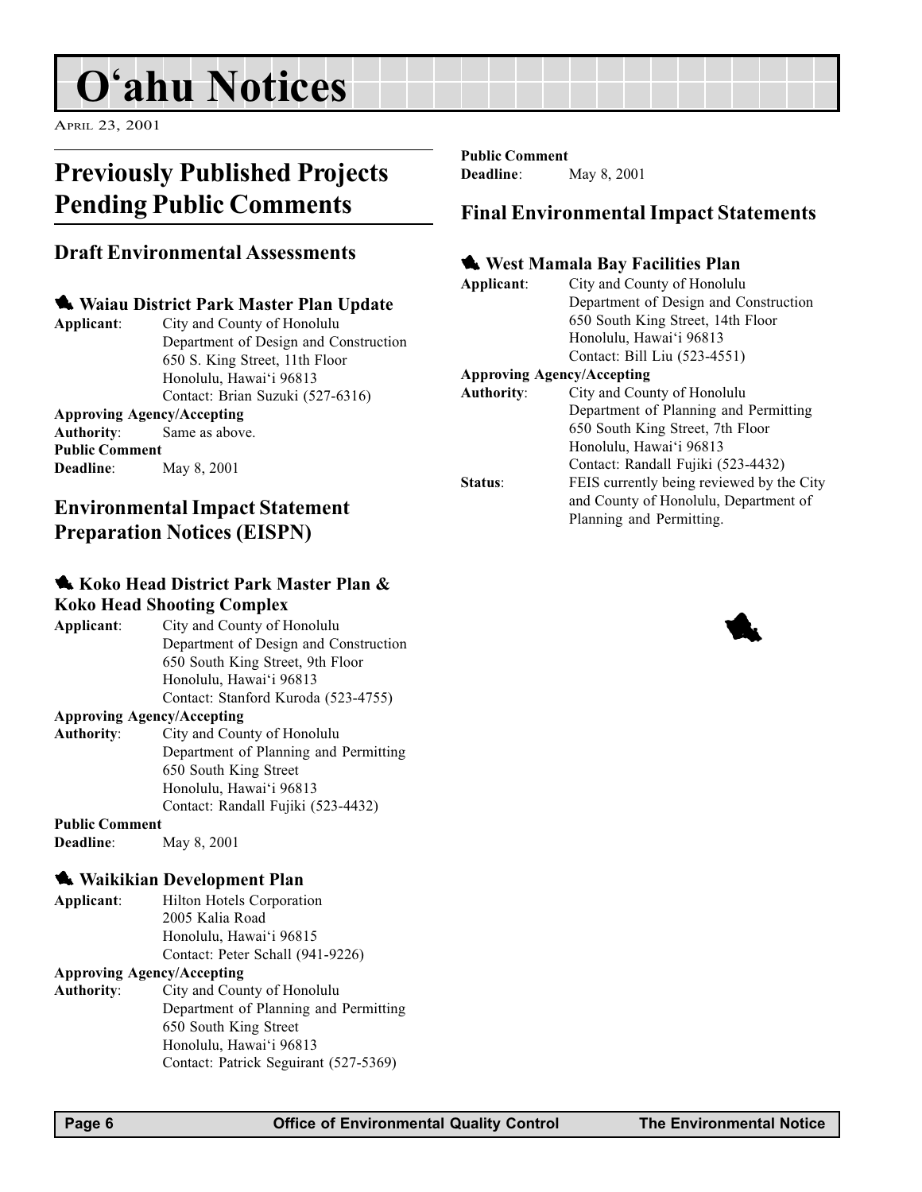# O'ahu Notices

April 23, 2001

## Previously Published Projects Pending Public Comments

### Draft Environmental Assessments

#### Waiau District Park Master Plan Update

**Applicant**: City and County of Honolulu
Department of Design and Construction
650 S. King Street, 11th Floor
Honolulu, Hawai'i 96813
Contact: Brian Suzuki (527-6316)

**Approving Agency/Accepting Authority**: Same as above.

**Public Comment Deadline**: May 8, 2001

### Environmental Impact Statement Preparation Notices (EISPN)

#### Koko Head District Park Master Plan & Koko Head Shooting Complex

**Applicant**: City and County of Honolulu
Department of Design and Construction
650 South King Street, 9th Floor
Honolulu, Hawai'i 96813
Contact: Stanford Kuroda (523-4755)

**Approving Agency/Accepting Authority**: City and County of Honolulu
Department of Planning and Permitting
650 South King Street
Honolulu, Hawai'i 96813
Contact: Randall Fujiki (523-4432)

**Public Comment Deadline**: May 8, 2001

#### Waikikian Development Plan

**Applicant**: Hilton Hotels Corporation
2005 Kalia Road
Honolulu, Hawai'i 96815
Contact: Peter Schall (941-9226)

**Approving Agency/Accepting Authority**: City and County of Honolulu
Department of Planning and Permitting
650 South King Street
Honolulu, Hawai'i 96813
Contact: Patrick Seguirant (527-5369)

**Public Comment Deadline**: May 8, 2001

### Final Environmental Impact Statements

#### West Mamala Bay Facilities Plan

**Applicant**: City and County of Honolulu
Department of Design and Construction
650 South King Street, 14th Floor
Honolulu, Hawai'i 96813
Contact: Bill Liu (523-4551)

**Approving Agency/Accepting Authority**: City and County of Honolulu
Department of Planning and Permitting
650 South King Street, 7th Floor
Honolulu, Hawai'i 96813
Contact: Randall Fujiki (523-4432)

**Status**: FEIS currently being reviewed by the City and County of Honolulu, Department of Planning and Permitting.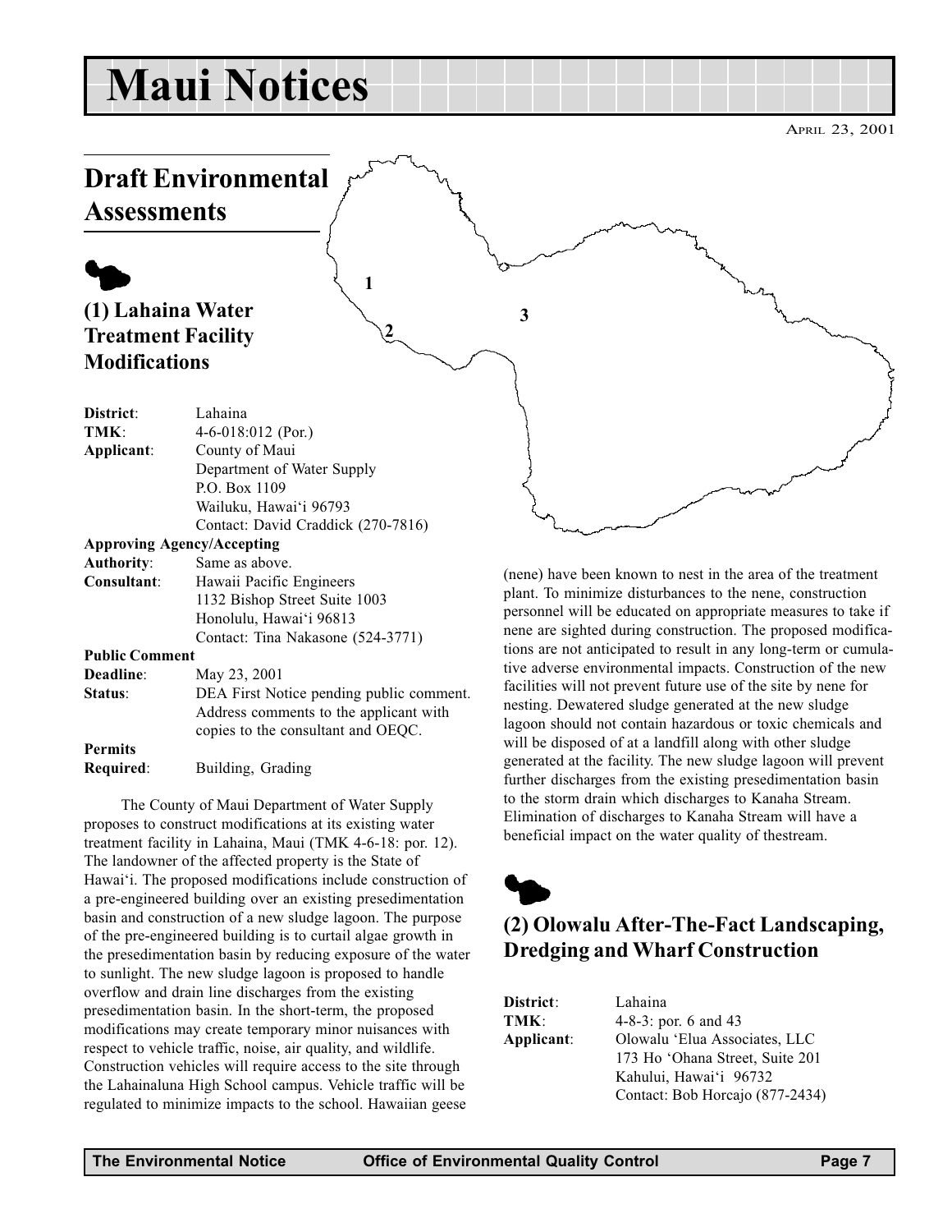# Maui Notices

APRIL 23, 2001

## Draft Environmental Assessments

### (1) Lahaina Water Treatment Facility Modifications

**District**: Lahaina
**TMK**: 4-6-018:012 (Por.)
**Applicant**: County of Maui
Department of Water Supply
P.O. Box 1109
Wailuku, Hawai'i 96793
Contact: David Craddick (270-7816)

**Approving Agency/Accepting Authority**: Same as above.
**Consultant**: Hawaii Pacific Engineers
1132 Bishop Street Suite 1003
Honolulu, Hawai'i 96813
Contact: Tina Nakasone (524-3771)

**Public Comment Deadline**: May 23, 2001
**Status**: DEA First Notice pending public comment. Address comments to the applicant with copies to the consultant and OEQC.

**Permits Required**: Building, Grading

The County of Maui Department of Water Supply proposes to construct modifications at its existing water treatment facility in Lahaina, Maui (TMK 4-6-18: por. 12). The landowner of the affected property is the State of Hawai'i. The proposed modifications include construction of a pre-engineered building over an existing presedimentation basin and construction of a new sludge lagoon. The purpose of the pre-engineered building is to curtail algae growth in the presedimentation basin by reducing exposure of the water to sunlight. The new sludge lagoon is proposed to handle overflow and drain line discharges from the existing presedimentation basin. In the short-term, the proposed modifications may create temporary minor nuisances with respect to vehicle traffic, noise, air quality, and wildlife. Construction vehicles will require access to the site through the Lahainaluna High School campus. Vehicle traffic will be regulated to minimize impacts to the school. Hawaiian geese (nene) have been known to nest in the area of the treatment plant. To minimize disturbances to the nene, construction personnel will be educated on appropriate measures to take if nene are sighted during construction. The proposed modifications are not anticipated to result in any long-term or cumulative adverse environmental impacts. Construction of the new facilities will not prevent future use of the site by nene for nesting. Dewatered sludge generated at the new sludge lagoon should not contain hazardous or toxic chemicals and will be disposed of at a landfill along with other sludge generated at the facility. The new sludge lagoon will prevent further discharges from the existing presedimentation basin to the storm drain which discharges to Kanaha Stream. Elimination of discharges to Kanaha Stream will have a beneficial impact on the water quality of thestream.

### (2) Olowalu After-The-Fact Landscaping, Dredging and Wharf Construction

**District**: Lahaina
**TMK**: 4-8-3: por. 6 and 43
**Applicant**: Olowalu 'Elua Associates, LLC
173 Ho 'Ohana Street, Suite 201
Kahului, Hawai'i 96732
Contact: Bob Horcajo (877-2434)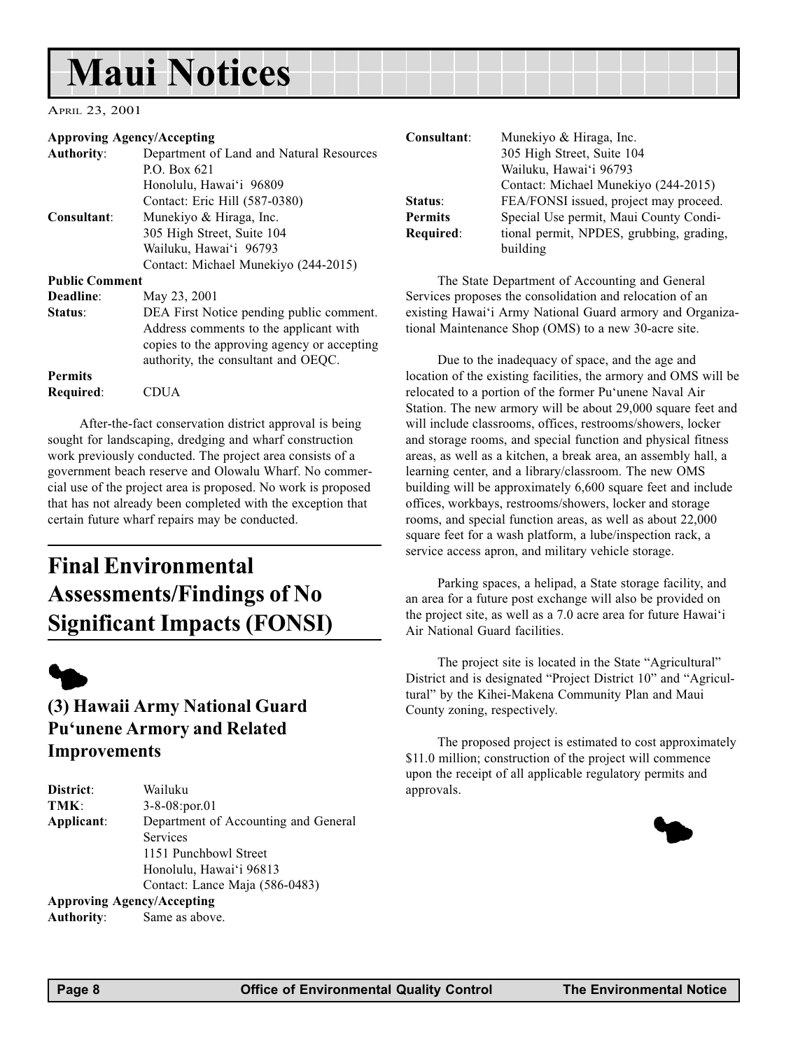# Maui Notices

April 23, 2001

**Approving Agency/Accepting**
**Authority**: Department of Land and Natural Resources
P.O. Box 621
Honolulu, Hawai'i 96809
Contact: Eric Hill (587-0380)

**Consultant**: Munekiyo & Hiraga, Inc.
305 High Street, Suite 104
Wailuku, Hawai'i 96793
Contact: Michael Munekiyo (244-2015)

**Public Comment**
**Deadline**: May 23, 2001

**Status**: DEA First Notice pending public comment. Address comments to the applicant with copies to the approving agency or accepting authority, the consultant and OEQC.

**Permits**
**Required**: CDUA

After-the-fact conservation district approval is being sought for landscaping, dredging and wharf construction work previously conducted. The project area consists of a government beach reserve and Olowalu Wharf. No commercial use of the project area is proposed. No work is proposed that has not already been completed with the exception that certain future wharf repairs may be conducted.

## Final Environmental Assessments/Findings of No Significant Impacts (FONSI)

### (3) Hawaii Army National Guard Pu'unene Armory and Related Improvements

**District**: Wailuku

**TMK**: 3-8-08:por.01

**Applicant**: Department of Accounting and General Services
1151 Punchbowl Street
Honolulu, Hawai'i 96813
Contact: Lance Maja (586-0483)

**Approving Agency/Accepting**
**Authority**: Same as above.

**Consultant**: Munekiyo & Hiraga, Inc.
305 High Street, Suite 104
Wailuku, Hawai'i 96793
Contact: Michael Munekiyo (244-2015)

**Status**: FEA/FONSI issued, project may proceed.

**Permits**
**Required**: Special Use permit, Maui County Conditional permit, NPDES, grubbing, grading, building

The State Department of Accounting and General Services proposes the consolidation and relocation of an existing Hawai'i Army National Guard armory and Organizational Maintenance Shop (OMS) to a new 30-acre site.

Due to the inadequacy of space, and the age and location of the existing facilities, the armory and OMS will be relocated to a portion of the former Pu'unene Naval Air Station. The new armory will be about 29,000 square feet and will include classrooms, offices, restrooms/showers, locker and storage rooms, and special function and physical fitness areas, as well as a kitchen, a break area, an assembly hall, a learning center, and a library/classroom. The new OMS building will be approximately 6,600 square feet and include offices, workbays, restrooms/showers, locker and storage rooms, and special function areas, as well as about 22,000 square feet for a wash platform, a lube/inspection rack, a service access apron, and military vehicle storage.

Parking spaces, a helipad, a State storage facility, and an area for a future post exchange will also be provided on the project site, as well as a 7.0 acre area for future Hawai'i Air National Guard facilities.

The project site is located in the State "Agricultural" District and is designated "Project District 10" and "Agricultural" by the Kihei-Makena Community Plan and Maui County zoning, respectively.

The proposed project is estimated to cost approximately \$11.0 million; construction of the project will commence upon the receipt of all applicable regulatory permits and approvals.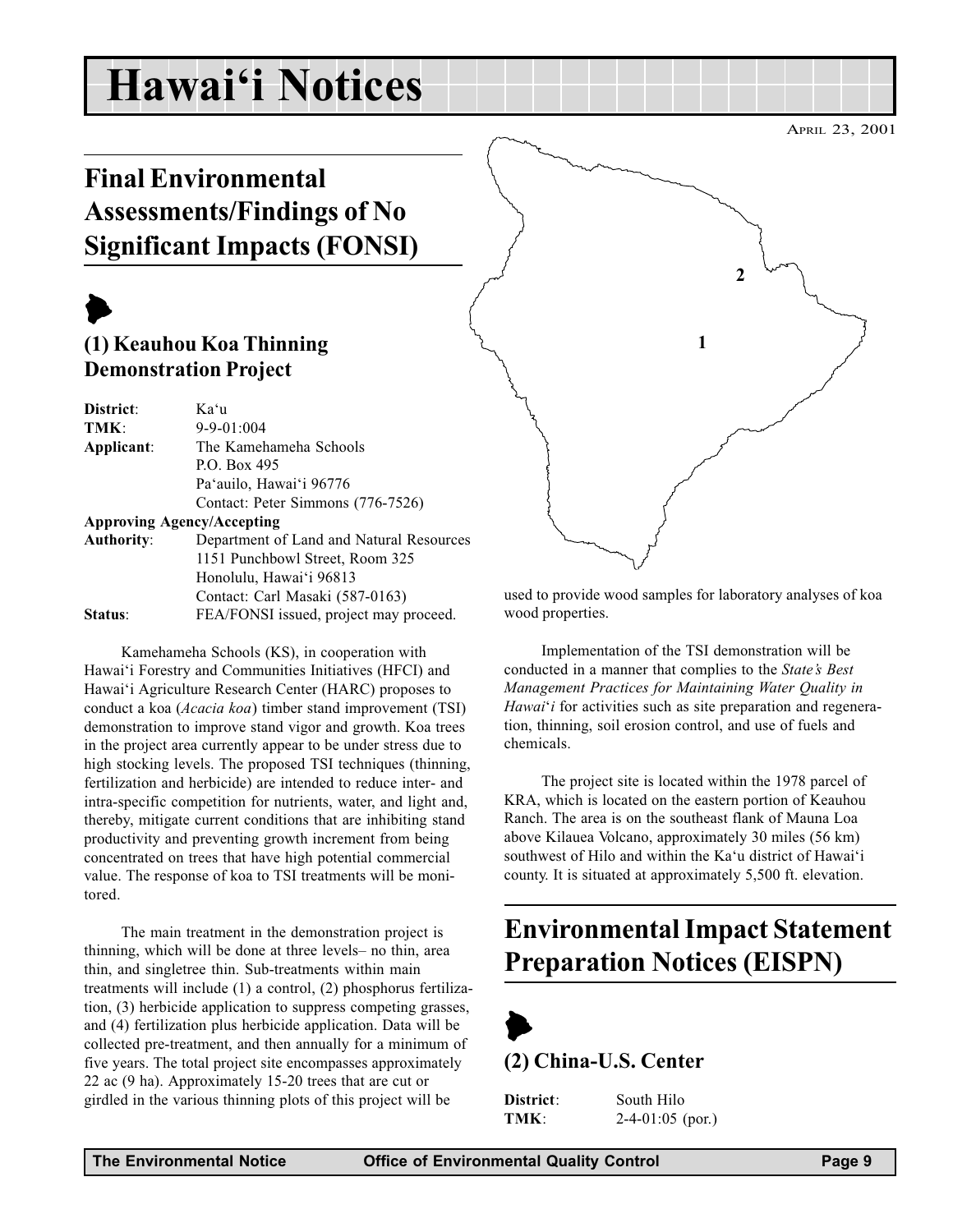# Hawai'i Notices

APRIL 23, 2001

## Final Environmental Assessments/Findings of No Significant Impacts (FONSI)

### (1) Keauhou Koa Thinning Demonstration Project

**District**: Ka'u
**TMK**: 9-9-01:004
**Applicant**: The Kamehameha Schools
P.O. Box 495
Pa'auilo, Hawai'i 96776
Contact: Peter Simmons (776-7526)
**Approving Agency/Accepting Authority**: Department of Land and Natural Resources
1151 Punchbowl Street, Room 325
Honolulu, Hawai'i 96813
Contact: Carl Masaki (587-0163)
**Status**: FEA/FONSI issued, project may proceed.

Kamehameha Schools (KS), in cooperation with Hawai'i Forestry and Communities Initiatives (HFCI) and Hawai'i Agriculture Research Center (HARC) proposes to conduct a koa (*Acacia koa*) timber stand improvement (TSI) demonstration to improve stand vigor and growth. Koa trees in the project area currently appear to be under stress due to high stocking levels. The proposed TSI techniques (thinning, fertilization and herbicide) are intended to reduce inter- and intra-specific competition for nutrients, water, and light and, thereby, mitigate current conditions that are inhibiting stand productivity and preventing growth increment from being concentrated on trees that have high potential commercial value. The response of koa to TSI treatments will be monitored.

The main treatment in the demonstration project is thinning, which will be done at three levels– no thin, area thin, and singletree thin. Sub-treatments within main treatments will include (1) a control, (2) phosphorus fertilization, (3) herbicide application to suppress competing grasses, and (4) fertilization plus herbicide application. Data will be collected pre-treatment, and then annually for a minimum of five years. The total project site encompasses approximately 22 ac (9 ha). Approximately 15-20 trees that are cut or girdled in the various thinning plots of this project will be used to provide wood samples for laboratory analyses of koa wood properties.

Implementation of the TSI demonstration will be conducted in a manner that complies to the *State's Best Management Practices for Maintaining Water Quality in Hawai'i* for activities such as site preparation and regeneration, thinning, soil erosion control, and use of fuels and chemicals.

The project site is located within the 1978 parcel of KRA, which is located on the eastern portion of Keauhou Ranch. The area is on the southeast flank of Mauna Loa above Kilauea Volcano, approximately 30 miles (56 km) southwest of Hilo and within the Ka'u district of Hawai'i county. It is situated at approximately 5,500 ft. elevation.

## Environmental Impact Statement Preparation Notices (EISPN)

### (2) China-U.S. Center

**District**: South Hilo
**TMK**: 2-4-01:05 (por.)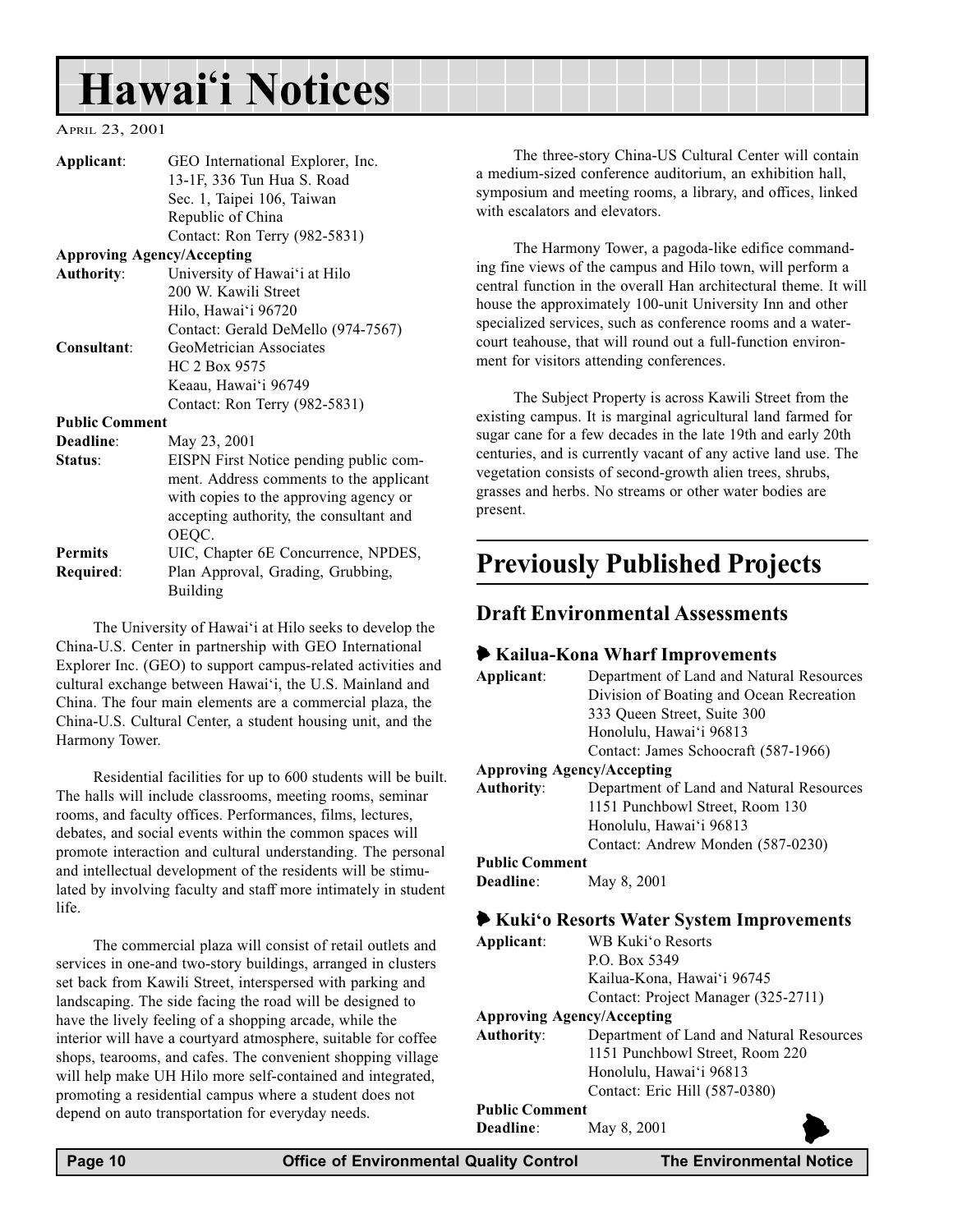# Hawai'i Notices

April 23, 2001

**Applicant**: GEO International Explorer, Inc.
13-1F, 336 Tun Hua S. Road
Sec. 1, Taipei 106, Taiwan
Republic of China
Contact: Ron Terry (982-5831)

**Approving Agency/Accepting Authority**: University of Hawai'i at Hilo
200 W. Kawili Street
Hilo, Hawai'i 96720
Contact: Gerald DeMello (974-7567)

**Consultant**: GeoMetrician Associates
HC 2 Box 9575
Keaau, Hawai'i 96749
Contact: Ron Terry (982-5831)

**Public Comment Deadline**: May 23, 2001

**Status**: EISPN First Notice pending public comment. Address comments to the applicant with copies to the approving agency or accepting authority, the consultant and OEQC.

**Permits Required**: UIC, Chapter 6E Concurrence, NPDES, Plan Approval, Grading, Grubbing, Building

The University of Hawai'i at Hilo seeks to develop the China-U.S. Center in partnership with GEO International Explorer Inc. (GEO) to support campus-related activities and cultural exchange between Hawai'i, the U.S. Mainland and China. The four main elements are a commercial plaza, the China-U.S. Cultural Center, a student housing unit, and the Harmony Tower.

Residential facilities for up to 600 students will be built. The halls will include classrooms, meeting rooms, seminar rooms, and faculty offices. Performances, films, lectures, debates, and social events within the common spaces will promote interaction and cultural understanding. The personal and intellectual development of the residents will be stimulated by involving faculty and staff more intimately in student life.

The commercial plaza will consist of retail outlets and services in one-and two-story buildings, arranged in clusters set back from Kawili Street, interspersed with parking and landscaping. The side facing the road will be designed to have the lively feeling of a shopping arcade, while the interior will have a courtyard atmosphere, suitable for coffee shops, tearooms, and cafes. The convenient shopping village will help make UH Hilo more self-contained and integrated, promoting a residential campus where a student does not depend on auto transportation for everyday needs.

The three-story China-US Cultural Center will contain a medium-sized conference auditorium, an exhibition hall, symposium and meeting rooms, a library, and offices, linked with escalators and elevators.

The Harmony Tower, a pagoda-like edifice commanding fine views of the campus and Hilo town, will perform a central function in the overall Han architectural theme. It will house the approximately 100-unit University Inn and other specialized services, such as conference rooms and a water-court teahouse, that will round out a full-function environment for visitors attending conferences.

The Subject Property is across Kawili Street from the existing campus. It is marginal agricultural land farmed for sugar cane for a few decades in the late 19th and early 20th centuries, and is currently vacant of any active land use. The vegetation consists of second-growth alien trees, shrubs, grasses and herbs. No streams or other water bodies are present.

## Previously Published Projects

### Draft Environmental Assessments

#### Kailua-Kona Wharf Improvements

**Applicant**: Department of Land and Natural Resources
Division of Boating and Ocean Recreation
333 Queen Street, Suite 300
Honolulu, Hawai'i 96813
Contact: James Schoocraft (587-1966)

**Approving Agency/Accepting Authority**: Department of Land and Natural Resources
1151 Punchbowl Street, Room 130
Honolulu, Hawai'i 96813
Contact: Andrew Monden (587-0230)

**Public Comment Deadline**: May 8, 2001

#### Kuki'o Resorts Water System Improvements

**Applicant**: WB Kuki'o Resorts
P.O. Box 5349
Kailua-Kona, Hawai'i 96745
Contact: Project Manager (325-2711)

**Approving Agency/Accepting Authority**: Department of Land and Natural Resources
1151 Punchbowl Street, Room 220
Honolulu, Hawai'i 96813
Contact: Eric Hill (587-0380)

**Public Comment Deadline**: May 8, 2001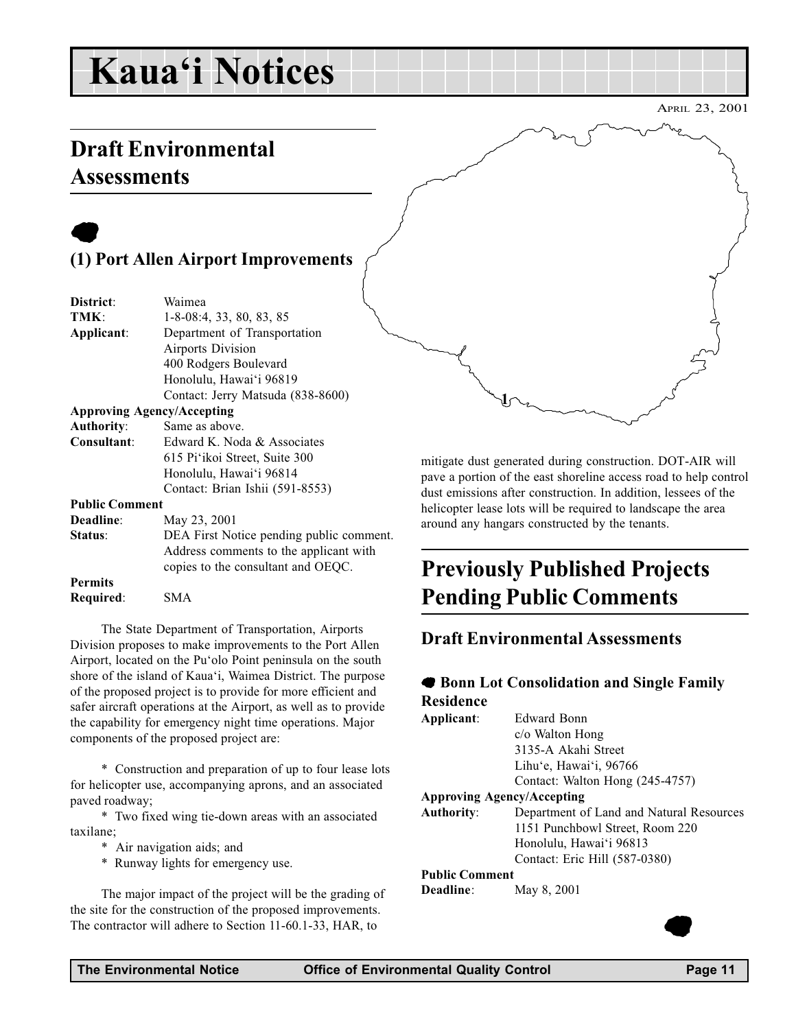# Kaua'i Notices

April 23, 2001

## Draft Environmental Assessments

### (1) Port Allen Airport Improvements

**District**: Waimea
**TMK**: 1-8-08:4, 33, 80, 83, 85
**Applicant**: Department of Transportation
Airports Division
400 Rodgers Boulevard
Honolulu, Hawai'i 96819
Contact: Jerry Matsuda (838-8600)

**Approving Agency/Accepting Authority**: Same as above.

**Consultant**: Edward K. Noda & Associates
615 Pi'ikoi Street, Suite 300
Honolulu, Hawai'i 96814
Contact: Brian Ishii (591-8553)

**Public Comment Deadline**: May 23, 2001

**Status**: DEA First Notice pending public comment. Address comments to the applicant with copies to the consultant and OEQC.

**Permits Required**: SMA

The State Department of Transportation, Airports Division proposes to make improvements to the Port Allen Airport, located on the Pu'olo Point peninsula on the south shore of the island of Kaua'i, Waimea District. The purpose of the proposed project is to provide for more efficient and safer aircraft operations at the Airport, as well as to provide the capability for emergency night time operations. Major components of the proposed project are:

\* Construction and preparation of up to four lease lots for helicopter use, accompanying aprons, and an associated paved roadway;

\* Two fixed wing tie-down areas with an associated taxilane;

\* Air navigation aids; and

\* Runway lights for emergency use.

The major impact of the project will be the grading of the site for the construction of the proposed improvements. The contractor will adhere to Section 11-60.1-33, HAR, to mitigate dust generated during construction. DOT-AIR will pave a portion of the east shoreline access road to help control dust emissions after construction. In addition, lessees of the helicopter lease lots will be required to landscape the area around any hangars constructed by the tenants.

## Previously Published Projects Pending Public Comments

### Draft Environmental Assessments

#### Bonn Lot Consolidation and Single Family Residence

**Applicant**: Edward Bonn
c/o Walton Hong
3135-A Akahi Street
Lihu'e, Hawai'i, 96766
Contact: Walton Hong (245-4757)

**Approving Agency/Accepting Authority**: Department of Land and Natural Resources
1151 Punchbowl Street, Room 220
Honolulu, Hawai'i 96813
Contact: Eric Hill (587-0380)

**Public Comment Deadline**: May 8, 2001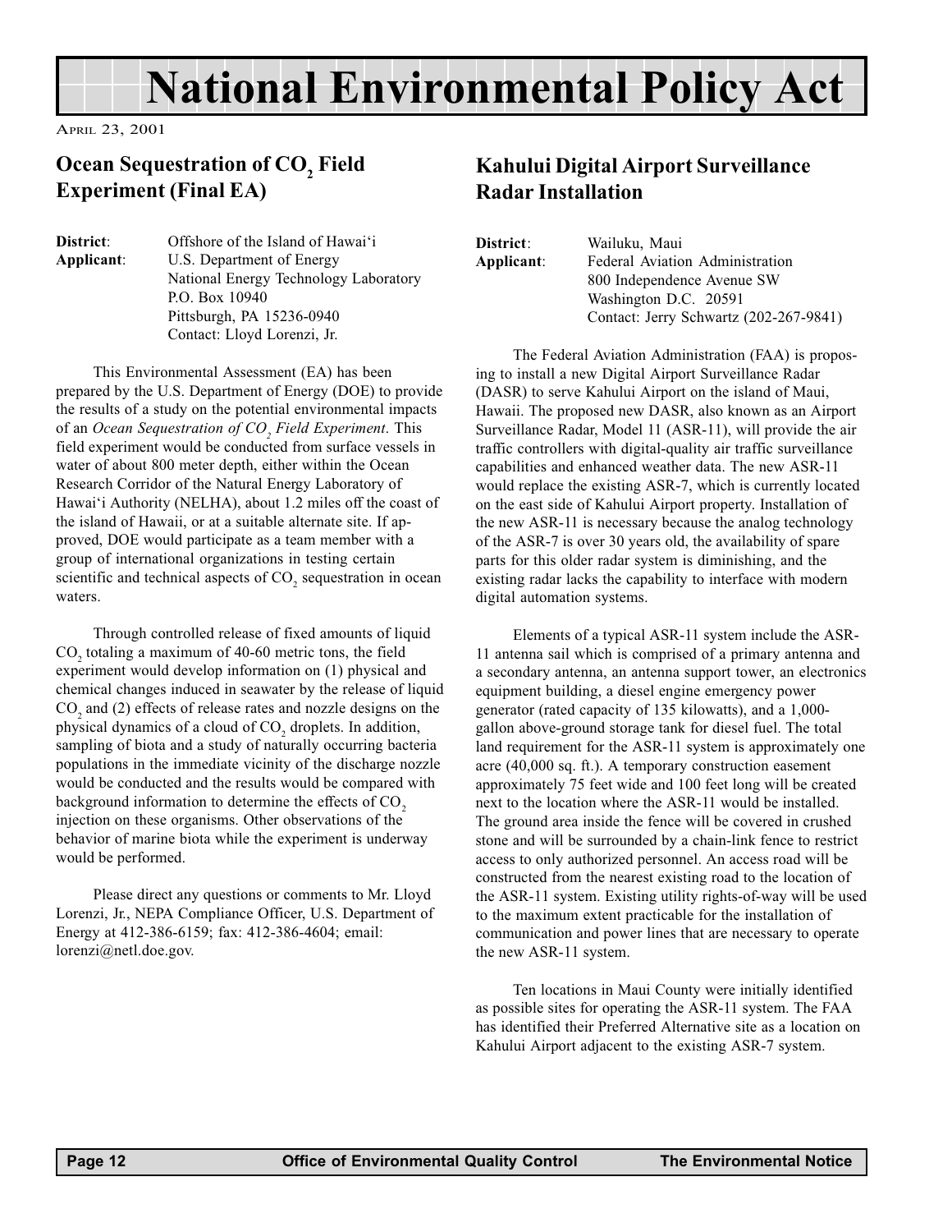# National Environmental Policy Act

APRIL 23, 2001

## Ocean Sequestration of $CO_2$ Field Experiment (Final EA)

**District**: Offshore of the Island of Hawai'i
**Applicant**: U.S. Department of Energy
National Energy Technology Laboratory
P.O. Box 10940
Pittsburgh, PA 15236-0940
Contact: Lloyd Lorenzi, Jr.

This Environmental Assessment (EA) has been prepared by the U.S. Department of Energy (DOE) to provide the results of a study on the potential environmental impacts of an *Ocean Sequestration of $CO_2$ Field Experiment*. This field experiment would be conducted from surface vessels in water of about 800 meter depth, either within the Ocean Research Corridor of the Natural Energy Laboratory of Hawai'i Authority (NELHA), about 1.2 miles off the coast of the island of Hawaii, or at a suitable alternate site. If approved, DOE would participate as a team member with a group of international organizations in testing certain scientific and technical aspects of $CO_2$ sequestration in ocean waters.

Through controlled release of fixed amounts of liquid $CO_2$ totaling a maximum of 40-60 metric tons, the field experiment would develop information on (1) physical and chemical changes induced in seawater by the release of liquid $CO_2$ and (2) effects of release rates and nozzle designs on the physical dynamics of a cloud of $CO_2$ droplets. In addition, sampling of biota and a study of naturally occurring bacteria populations in the immediate vicinity of the discharge nozzle would be conducted and the results would be compared with background information to determine the effects of $CO_2$ injection on these organisms. Other observations of the behavior of marine biota while the experiment is underway would be performed.

Please direct any questions or comments to Mr. Lloyd Lorenzi, Jr., NEPA Compliance Officer, U.S. Department of Energy at 412-386-6159; fax: 412-386-4604; email: lorenzi@netl.doe.gov.

## Kahului Digital Airport Surveillance Radar Installation

**District**: Wailuku, Maui
**Applicant**: Federal Aviation Administration
800 Independence Avenue SW
Washington D.C. 20591
Contact: Jerry Schwartz (202-267-9841)

The Federal Aviation Administration (FAA) is proposing to install a new Digital Airport Surveillance Radar (DASR) to serve Kahului Airport on the island of Maui, Hawaii. The proposed new DASR, also known as an Airport Surveillance Radar, Model 11 (ASR-11), will provide the air traffic controllers with digital-quality air traffic surveillance capabilities and enhanced weather data. The new ASR-11 would replace the existing ASR-7, which is currently located on the east side of Kahului Airport property. Installation of the new ASR-11 is necessary because the analog technology of the ASR-7 is over 30 years old, the availability of spare parts for this older radar system is diminishing, and the existing radar lacks the capability to interface with modern digital automation systems.

Elements of a typical ASR-11 system include the ASR-11 antenna sail which is comprised of a primary antenna and a secondary antenna, an antenna support tower, an electronics equipment building, a diesel engine emergency power generator (rated capacity of 135 kilowatts), and a 1,000-gallon above-ground storage tank for diesel fuel. The total land requirement for the ASR-11 system is approximately one acre (40,000 sq. ft.). A temporary construction easement approximately 75 feet wide and 100 feet long will be created next to the location where the ASR-11 would be installed. The ground area inside the fence will be covered in crushed stone and will be surrounded by a chain-link fence to restrict access to only authorized personnel. An access road will be constructed from the nearest existing road to the location of the ASR-11 system. Existing utility rights-of-way will be used to the maximum extent practicable for the installation of communication and power lines that are necessary to operate the new ASR-11 system.

Ten locations in Maui County were initially identified as possible sites for operating the ASR-11 system. The FAA has identified their Preferred Alternative site as a location on Kahului Airport adjacent to the existing ASR-7 system.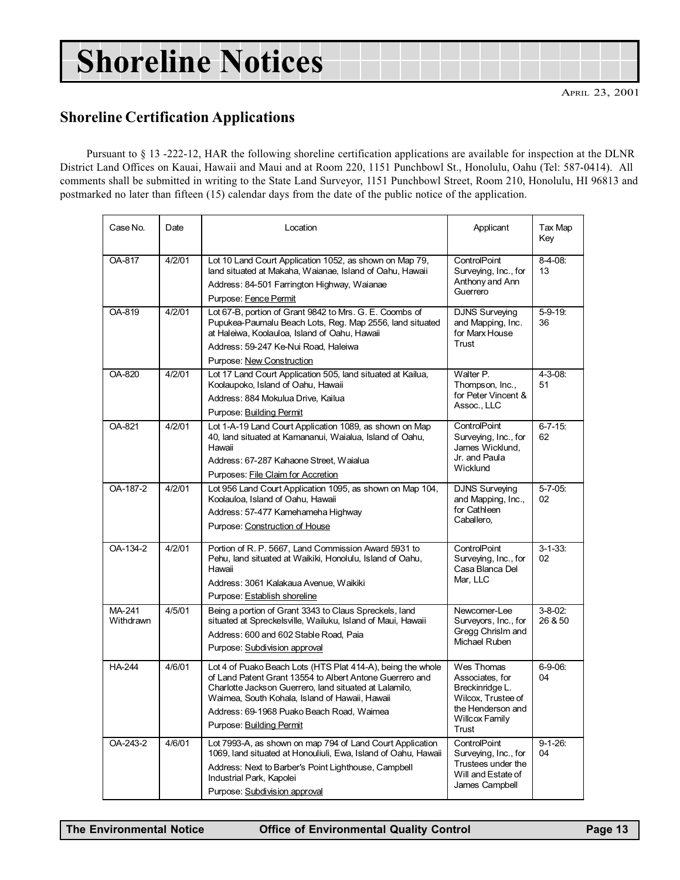# Shoreline Notices

April 23, 2001

## Shoreline Certification Applications

Pursuant to § 13 -222-12, HAR the following shoreline certification applications are available for inspection at the DLNR District Land Offices on Kauai, Hawaii and Maui and at Room 220, 1151 Punchbowl St., Honolulu, Oahu (Tel: 587-0414). All comments shall be submitted in writing to the State Land Surveyor, 1151 Punchbowl Street, Room 210, Honolulu, HI 96813 and postmarked no later than fifteen (15) calendar days from the date of the public notice of the application.

| Case No. | Date | Location | Applicant | Tax Map Key |
|---|---|---|---|---|
| OA-817 | 4/2/01 | Lot 10 Land Court Application 1052, as shown on Map 79, land situated at Makaha, Waianae, Island of Oahu, Hawaii<br>Address: 84-501 Farrington Highway, Waianae<br>Purpose: Fence Permit | ControlPoint Surveying, Inc., for Anthony and Ann Guerrero | 8-4-08: 13 |
| OA-819 | 4/2/01 | Lot 67-B, portion of Grant 9842 to Mrs. G. E. Coombs of Pupukea-Paumalu Beach Lots, Reg. Map 2556, land situated at Haleiwa, Koolauloa, Island of Oahu, Hawaii<br>Address: 59-247 Ke-Nui Road, Haleiwa<br>Purpose: New Construction | DJNS Surveying and Mapping, Inc. for Marx House Trust | 5-9-19: 36 |
| OA-820 | 4/2/01 | Lot 17 Land Court Application 505, land situated at Kailua, Koolaupoko, Island of Oahu, Hawaii<br>Address: 884 Mokulua Drive, Kailua<br>Purpose: Building Permit | Walter P. Thompson, Inc., for Peter Vincent & Assoc., LLC | 4-3-08: 51 |
| OA-821 | 4/2/01 | Lot 1-A-19 Land Court Application 1089, as shown on Map 40, land situated at Kamananui, Waialua, Island of Oahu, Hawaii<br>Address: 67-287 Kahaone Street, Waialua<br>Purposes: File Claim for Accretion | ControlPoint Surveying, Inc., for James Wicklund, Jr. and Paula Wicklund | 6-7-15: 62 |
| OA-187-2 | 4/2/01 | Lot 956 Land Court Application 1095, as shown on Map 104, Koolauloa, Island of Oahu, Hawaii<br>Address: 57-477 Kamehameha Highway<br>Purpose: Construction of House | DJNS Surveying and Mapping, Inc., for Cathleen Caballero, | 5-7-05: 02 |
| OA-134-2 | 4/2/01 | Portion of R. P. 5667, Land Commission Award 5931 to Pehu, land situated at Waikiki, Honolulu, Island of Oahu, Hawaii<br>Address: 3061 Kalakaua Avenue, Waikiki<br>Purpose: Establish shoreline | ControlPoint Surveying, Inc., for Casa Blanca Del Mar, LLC | 3-1-33: 02 |
| MA-241 Withdrawn | 4/5/01 | Being a portion of Grant 3343 to Claus Spreckels, land situated at Spreckelsville, Wailuku, Island of Maui, Hawaii<br>Address: 600 and 602 Stable Road, Paia<br>Purpose: Subdivision approval | Newcomer-Lee Surveyors, Inc., for Gregg Chrislm and Michael Ruben | 3-8-02: 26 & 50 |
| HA-244 | 4/6/01 | Lot 4 of Puako Beach Lots (HTS Plat 414-A), being the whole of Land Patent Grant 13554 to Albert Antone Guerrero and Charlotte Jackson Guerrero, land situated at Lalamilo, Waimea, South Kohala, Island of Hawaii, Hawaii<br>Address: 69-1968 Puako Beach Road, Waimea<br>Purpose: Building Permit | Wes Thomas Associates, for Breckinridge L. Wilcox, Trustee of the Henderson and Willcox Family Trust | 6-9-06: 04 |
| OA-243-2 | 4/6/01 | Lot 7993-A, as shown on map 794 of Land Court Application 1069, land situated at Honouliuli, Ewa, Island of Oahu, Hawaii<br>Address: Next to Barber's Point Lighthouse, Campbell Industrial Park, Kapolei<br>Purpose: Subdivision approval | ControlPoint Surveying, Inc., for Trustees under the Will and Estate of James Campbell | 9-1-26: 04 |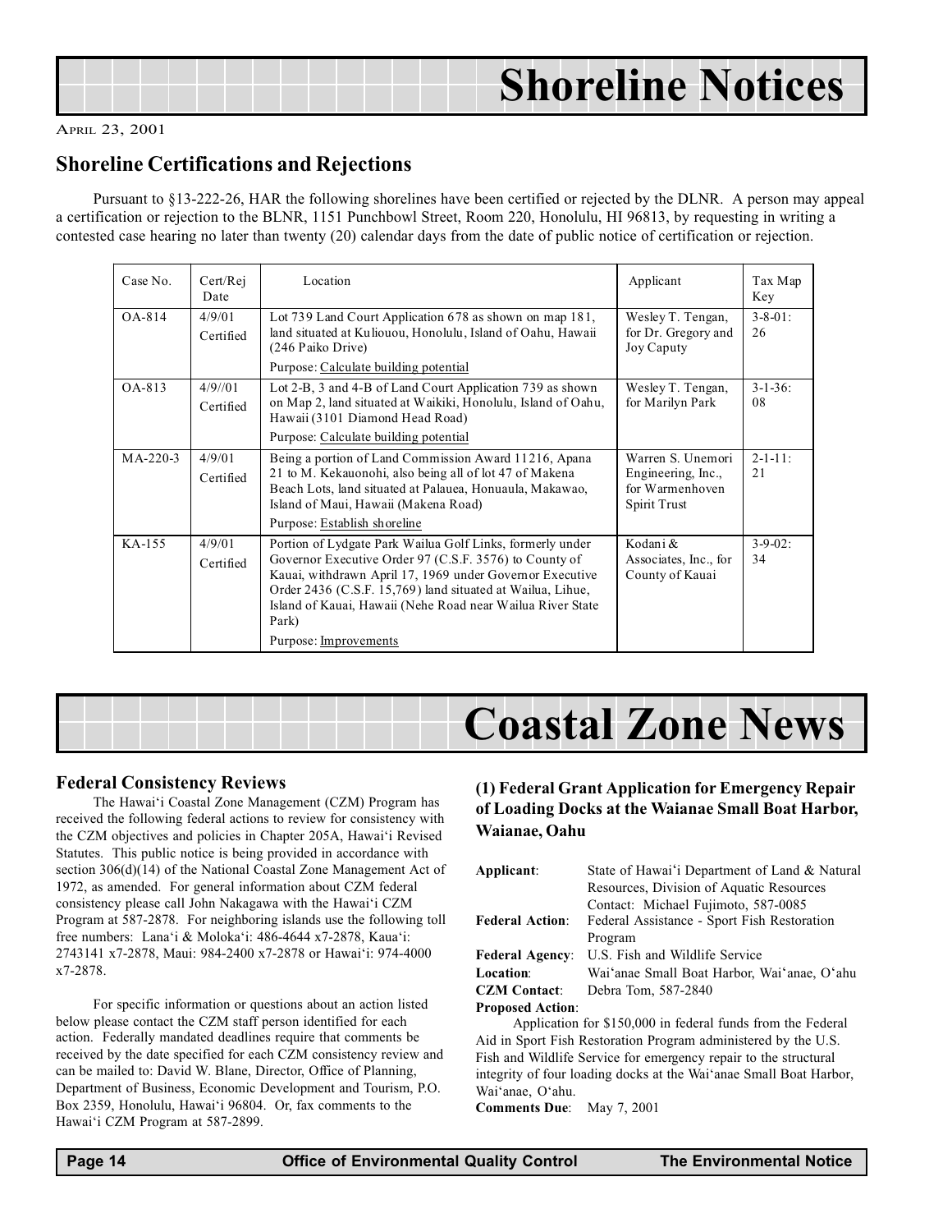# Shoreline Notices

April 23, 2001

## Shoreline Certifications and Rejections

Pursuant to §13-222-26, HAR the following shorelines have been certified or rejected by the DLNR. A person may appeal a certification or rejection to the BLNR, 1151 Punchbowl Street, Room 220, Honolulu, HI 96813, by requesting in writing a contested case hearing no later than twenty (20) calendar days from the date of public notice of certification or rejection.

| Case No. | Cert/Rej Date | Location | Applicant | Tax Map Key |
|---|---|---|---|---|
| OA-814 | 4/9/01 Certified | Lot 739 Land Court Application 678 as shown on map 181, land situated at Kuliouou, Honolulu, Island of Oahu, Hawaii (246 Paiko Drive)<br>Purpose: Calculate building potential | Wesley T. Tengan, for Dr. Gregory and Joy Caputy | 3-8-01: 26 |
| OA-813 | 4/9//01 Certified | Lot 2-B, 3 and 4-B of Land Court Application 739 as shown on Map 2, land situated at Waikiki, Honolulu, Island of Oahu, Hawaii (3101 Diamond Head Road)<br>Purpose: Calculate building potential | Wesley T. Tengan, for Marilyn Park | 3-1-36: 08 |
| MA-220-3 | 4/9/01 Certified | Being a portion of Land Commission Award 11216, Apana 21 to M. Kekauonohi, also being all of lot 47 of Makena Beach Lots, land situated at Palauea, Honuaula, Makawao, Island of Maui, Hawaii (Makena Road)<br>Purpose: Establish shoreline | Warren S. Unemori Engineering, Inc., for Warmenhoven Spirit Trust | 2-1-11: 21 |
| KA-155 | 4/9/01 Certified | Portion of Lydgate Park Wailua Golf Links, formerly under Governor Executive Order 97 (C.S.F. 3576) to County of Kauai, withdrawn April 17, 1969 under Governor Executive Order 2436 (C.S.F. 15,769) land situated at Wailua, Lihue, Island of Kauai, Hawaii (Nehe Road near Wailua River State Park)<br>Purpose: Improvements | Kodani & Associates, Inc., for County of Kauai | 3-9-02: 34 |

# Coastal Zone News

## Federal Consistency Reviews

The Hawai'i Coastal Zone Management (CZM) Program has received the following federal actions to review for consistency with the CZM objectives and policies in Chapter 205A, Hawai'i Revised Statutes. This public notice is being provided in accordance with section 306(d)(14) of the National Coastal Zone Management Act of 1972, as amended. For general information about CZM federal consistency please call John Nakagawa with the Hawai'i CZM Program at 587-2878. For neighboring islands use the following toll free numbers: Lana'i & Moloka'i: 486-4644 x7-2878, Kaua'i: 2743141 x7-2878, Maui: 984-2400 x7-2878 or Hawai'i: 974-4000 x7-2878.

For specific information or questions about an action listed below please contact the CZM staff person identified for each action. Federally mandated deadlines require that comments be received by the date specified for each CZM consistency review and can be mailed to: David W. Blane, Director, Office of Planning, Department of Business, Economic Development and Tourism, P.O. Box 2359, Honolulu, Hawai'i 96804. Or, fax comments to the Hawai'i CZM Program at 587-2899.

### (1) Federal Grant Application for Emergency Repair of Loading Docks at the Waianae Small Boat Harbor, Waianae, Oahu

**Applicant**: State of Hawai'i Department of Land & Natural Resources, Division of Aquatic Resources Contact: Michael Fujimoto, 587-0085

**Federal Action**: Federal Assistance - Sport Fish Restoration Program

**Federal Agency**: U.S. Fish and Wildlife Service

**Location**: Wai'anae Small Boat Harbor, Wai'anae, O'ahu

**CZM Contact**: Debra Tom, 587-2840

**Proposed Action**:

Application for $150,000 in federal funds from the Federal Aid in Sport Fish Restoration Program administered by the U.S. Fish and Wildlife Service for emergency repair to the structural integrity of four loading docks at the Wai'anae Small Boat Harbor, Wai'anae, O'ahu.

**Comments Due**: May 7, 2001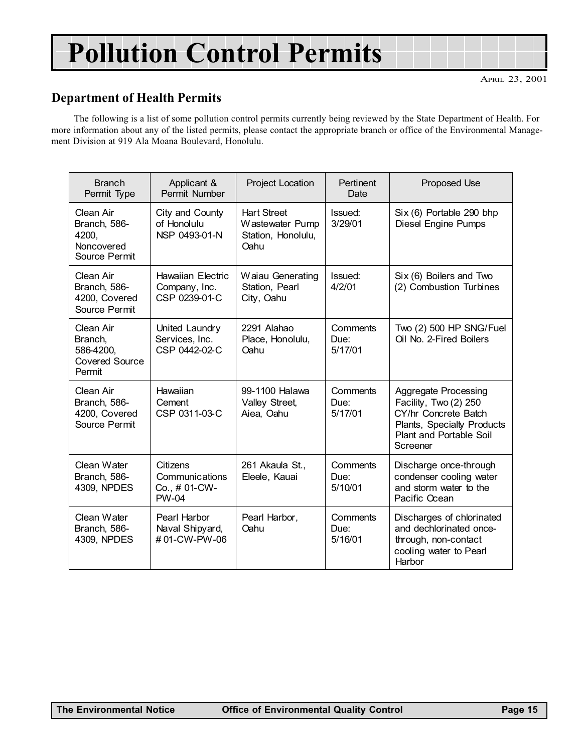# Pollution Control Permits

APRIL 23, 2001

## Department of Health Permits

The following is a list of some pollution control permits currently being reviewed by the State Department of Health. For more information about any of the listed permits, please contact the appropriate branch or office of the Environmental Management Division at 919 Ala Moana Boulevard, Honolulu.

| Branch Permit Type | Applicant & Permit Number | Project Location | Pertinent Date | Proposed Use |
|---|---|---|---|---|
| Clean Air Branch, 586-4200, Noncovered Source Permit | City and County of Honolulu NSP 0493-01-N | Hart Street Wastewater Pump Station, Honolulu, Oahu | Issued: 3/29/01 | Six (6) Portable 290 bhp Diesel Engine Pumps |
| Clean Air Branch, 586-4200, Covered Source Permit | Hawaiian Electric Company, Inc. CSP 0239-01-C | Waiau Generating Station, Pearl City, Oahu | Issued: 4/2/01 | Six (6) Boilers and Two (2) Combustion Turbines |
| Clean Air Branch, 586-4200, Covered Source Permit | United Laundry Services, Inc. CSP 0442-02-C | 2291 Alahao Place, Honolulu, Oahu | Comments Due: 5/17/01 | Two (2) 500 HP SNG/Fuel Oil No. 2-Fired Boilers |
| Clean Air Branch, 586-4200, Covered Source Permit | Hawaiian Cement CSP 0311-03-C | 99-1100 Halawa Valley Street, Aiea, Oahu | Comments Due: 5/17/01 | Aggregate Processing Facility, Two (2) 250 CY/hr Concrete Batch Plants, Specialty Products Plant and Portable Soil Screener |
| Clean Water Branch, 586-4309, NPDES | Citizens Communications Co., # 01-CW-PW-04 | 261 Akaula St., Eleele, Kauai | Comments Due: 5/10/01 | Discharge once-through condenser cooling water and storm water to the Pacific Ocean |
| Clean Water Branch, 586-4309, NPDES | Pearl Harbor Naval Shipyard, # 01-CW-PW-06 | Pearl Harbor, Oahu | Comments Due: 5/16/01 | Discharges of chlorinated and dechlorinated once-through, non-contact cooling water to Pearl Harbor |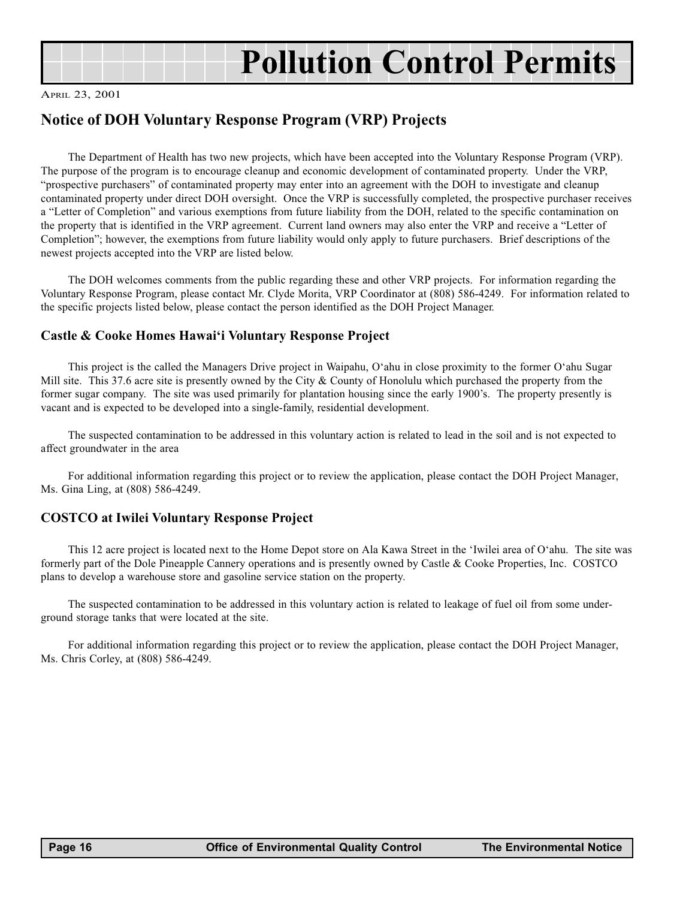# Pollution Control Permits

April 23, 2001

## Notice of DOH Voluntary Response Program (VRP) Projects

The Department of Health has two new projects, which have been accepted into the Voluntary Response Program (VRP). The purpose of the program is to encourage cleanup and economic development of contaminated property. Under the VRP, "prospective purchasers" of contaminated property may enter into an agreement with the DOH to investigate and cleanup contaminated property under direct DOH oversight. Once the VRP is successfully completed, the prospective purchaser receives a "Letter of Completion" and various exemptions from future liability from the DOH, related to the specific contamination on the property that is identified in the VRP agreement. Current land owners may also enter the VRP and receive a "Letter of Completion"; however, the exemptions from future liability would only apply to future purchasers. Brief descriptions of the newest projects accepted into the VRP are listed below.

The DOH welcomes comments from the public regarding these and other VRP projects. For information regarding the Voluntary Response Program, please contact Mr. Clyde Morita, VRP Coordinator at (808) 586-4249. For information related to the specific projects listed below, please contact the person identified as the DOH Project Manager.

### Castle & Cooke Homes Hawai'i Voluntary Response Project

This project is the called the Managers Drive project in Waipahu, O'ahu in close proximity to the former O'ahu Sugar Mill site. This 37.6 acre site is presently owned by the City & County of Honolulu which purchased the property from the former sugar company. The site was used primarily for plantation housing since the early 1900's. The property presently is vacant and is expected to be developed into a single-family, residential development.

The suspected contamination to be addressed in this voluntary action is related to lead in the soil and is not expected to affect groundwater in the area

For additional information regarding this project or to review the application, please contact the DOH Project Manager, Ms. Gina Ling, at (808) 586-4249.

### COSTCO at Iwilei Voluntary Response Project

This 12 acre project is located next to the Home Depot store on Ala Kawa Street in the 'Iwilei area of O'ahu. The site was formerly part of the Dole Pineapple Cannery operations and is presently owned by Castle & Cooke Properties, Inc. COSTCO plans to develop a warehouse store and gasoline service station on the property.

The suspected contamination to be addressed in this voluntary action is related to leakage of fuel oil from some underground storage tanks that were located at the site.

For additional information regarding this project or to review the application, please contact the DOH Project Manager, Ms. Chris Corley, at (808) 586-4249.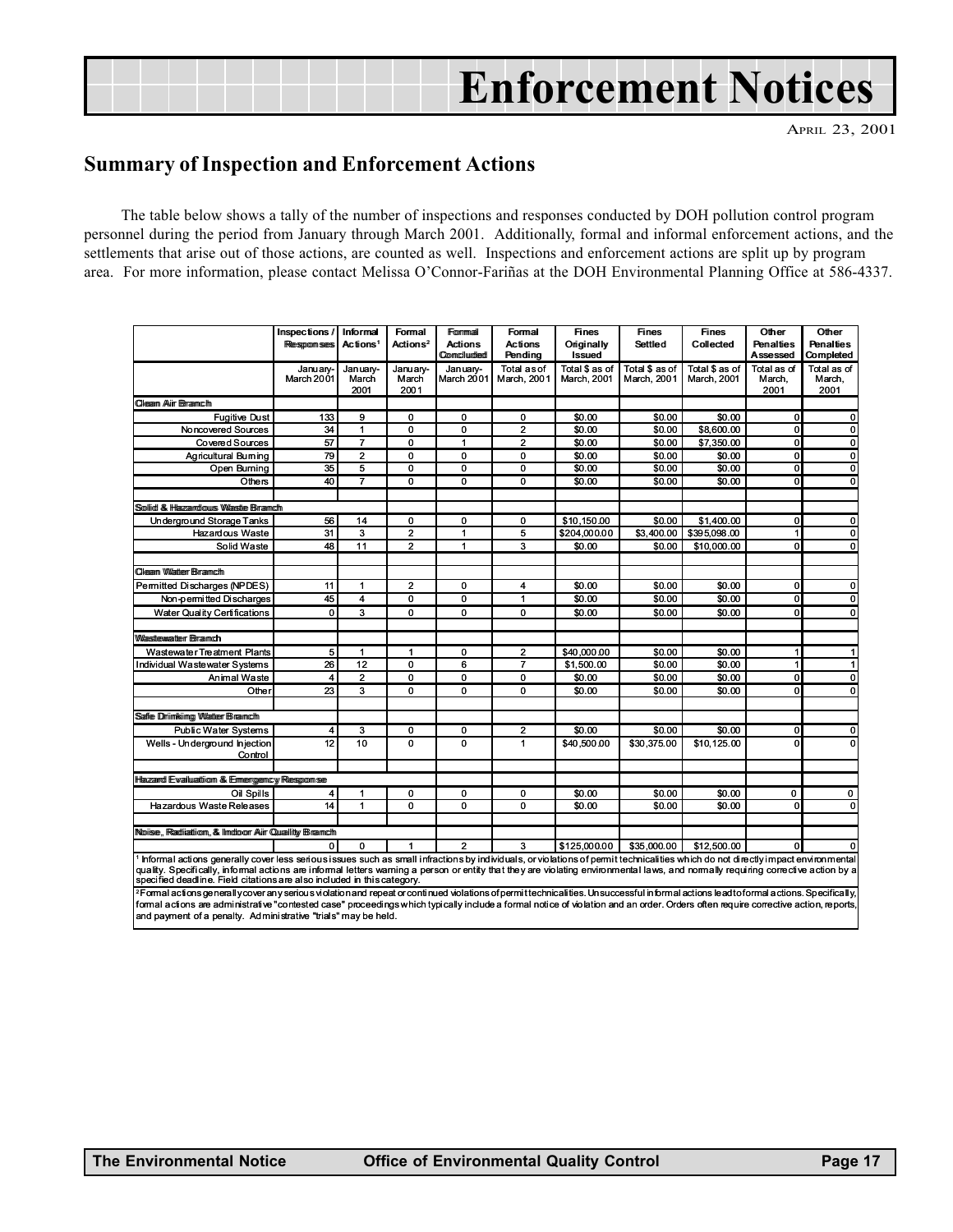# Enforcement Notices

April 23, 2001

## Summary of Inspection and Enforcement Actions

The table below shows a tally of the number of inspections and responses conducted by DOH pollution control program personnel during the period from January through March 2001. Additionally, formal and informal enforcement actions, and the settlements that arise out of those actions, are counted as well. Inspections and enforcement actions are split up by program area. For more information, please contact Melissa O'Connor-Fariñas at the DOH Environmental Planning Office at 586-4337.

| | Inspections / Responses | Informal Actions[1] | Formal Actions[2] | Formal Actions Concluded | Formal Actions Pending | Fines Originally Issued | Fines Settled | Fines Collected | Other Penalties Assessed | Other Penalties Completed |
|---|---|---|---|---|---|---|---|---|---|---|
| | January-March 2001 | January-March 2001 | January-March 2001 | January-March 2001 | Total as of March, 2001 | Total $ as of March, 2001 | Total $ as of March, 2001 | Total $ as of March, 2001 | Total as of March, 2001 | Total as of March, 2001 |
| **Clean Air Branch** | | | | | | | | | | |
| Fugitive Dust | 133 | 9 | 0 | 0 | 0 | $0.00 | $0.00 | $0.00 | 0 | 0 |
| Noncovered Sources | 34 | 1 | 0 | 0 | 2 | $0.00 | $0.00 | $8,600.00 | 0 | 0 |
| Covered Sources | 57 | 7 | 0 | 1 | 2 | $0.00 | $0.00 | $7,350.00 | 0 | 0 |
| Agricultural Burning | 79 | 2 | 0 | 0 | 0 | $0.00 | $0.00 | $0.00 | 0 | 0 |
| Open Burning | 35 | 5 | 0 | 0 | 0 | $0.00 | $0.00 | $0.00 | 0 | 0 |
| Others | 40 | 7 | 0 | 0 | 0 | $0.00 | $0.00 | $0.00 | 0 | 0 |
| **Solid & Hazardous Waste Branch** | | | | | | | | | | |
| Underground Storage Tanks | 56 | 14 | 0 | 0 | 0 | $10,150.00 | $0.00 | $1,400.00 | 0 | 0 |
| Hazardous Waste | 31 | 3 | 2 | 1 | 5 | $204,000.00 | $3,400.00 | $395,098.00 | 1 | 0 |
| Solid Waste | 48 | 11 | 2 | 1 | 3 | $0.00 | $0.00 | $10,000.00 | 0 | 0 |
| **Clean Water Branch** | | | | | | | | | | |
| Permitted Discharges (NPDES) | 11 | 1 | 2 | 0 | 4 | $0.00 | $0.00 | $0.00 | 0 | 0 |
| Non-permitted Discharges | 45 | 4 | 0 | 0 | 1 | $0.00 | $0.00 | $0.00 | 0 | 0 |
| Water Quality Certifications | 0 | 3 | 0 | 0 | 0 | $0.00 | $0.00 | $0.00 | 0 | 0 |
| **Wastewater Branch** | | | | | | | | | | |
| Wastewater Treatment Plants | 5 | 1 | 1 | 0 | 2 | $40,000.00 | $0.00 | $0.00 | 1 | 1 |
| Individual Wastewater Systems | 26 | 12 | 0 | 6 | 7 | $1,500.00 | $0.00 | $0.00 | 1 | 1 |
| Animal Waste | 4 | 2 | 0 | 0 | 0 | $0.00 | $0.00 | $0.00 | 0 | 0 |
| Other | 23 | 3 | 0 | 0 | 0 | $0.00 | $0.00 | $0.00 | 0 | 0 |
| **Safe Drinking Water Branch** | | | | | | | | | | |
| Public Water Systems | 4 | 3 | 0 | 0 | 2 | $0.00 | $0.00 | $0.00 | 0 | 0 |
| Wells - Underground Injection Control | 12 | 10 | 0 | 0 | 1 | $40,500.00 | $30,375.00 | $10,125.00 | 0 | 0 |
| **Hazard Evaluation & Emergency Response** | | | | | | | | | | |
| Oil Spills | 4 | 1 | 0 | 0 | 0 | $0.00 | $0.00 | $0.00 | 0 | 0 |
| Hazardous Waste Releases | 14 | 1 | 0 | 0 | 0 | $0.00 | $0.00 | $0.00 | 0 | 0 |
| **Noise, Radiation, & Indoor Air Quality Branch** | | | | | | | | | | |
| | 0 | 0 | 1 | 2 | 3 | $125,000.00 | $35,000.00 | $12,500.00 | 0 | 0 |

[1] Informal actions generally cover less serious issues such as small infractions by individuals, or violations of permit technicalities which do not directly impact environmental quality. Specifically, informal actions are informal letters warning a person or entity that they are violating environmental laws, and normally requiring corrective action by a specified deadline. Field citations are also included in this category.

[2] Formal actions generally cover any serious violation and repeat or continued violations of permit technicalities. Unsuccessful informal actions lead to formal actions. Specifically, formal actions are administrative "contested case" proceedings which typically include a formal notice of violation and an order. Orders often require corrective action, reports, and payment of a penalty. Administrative "trials" may be held.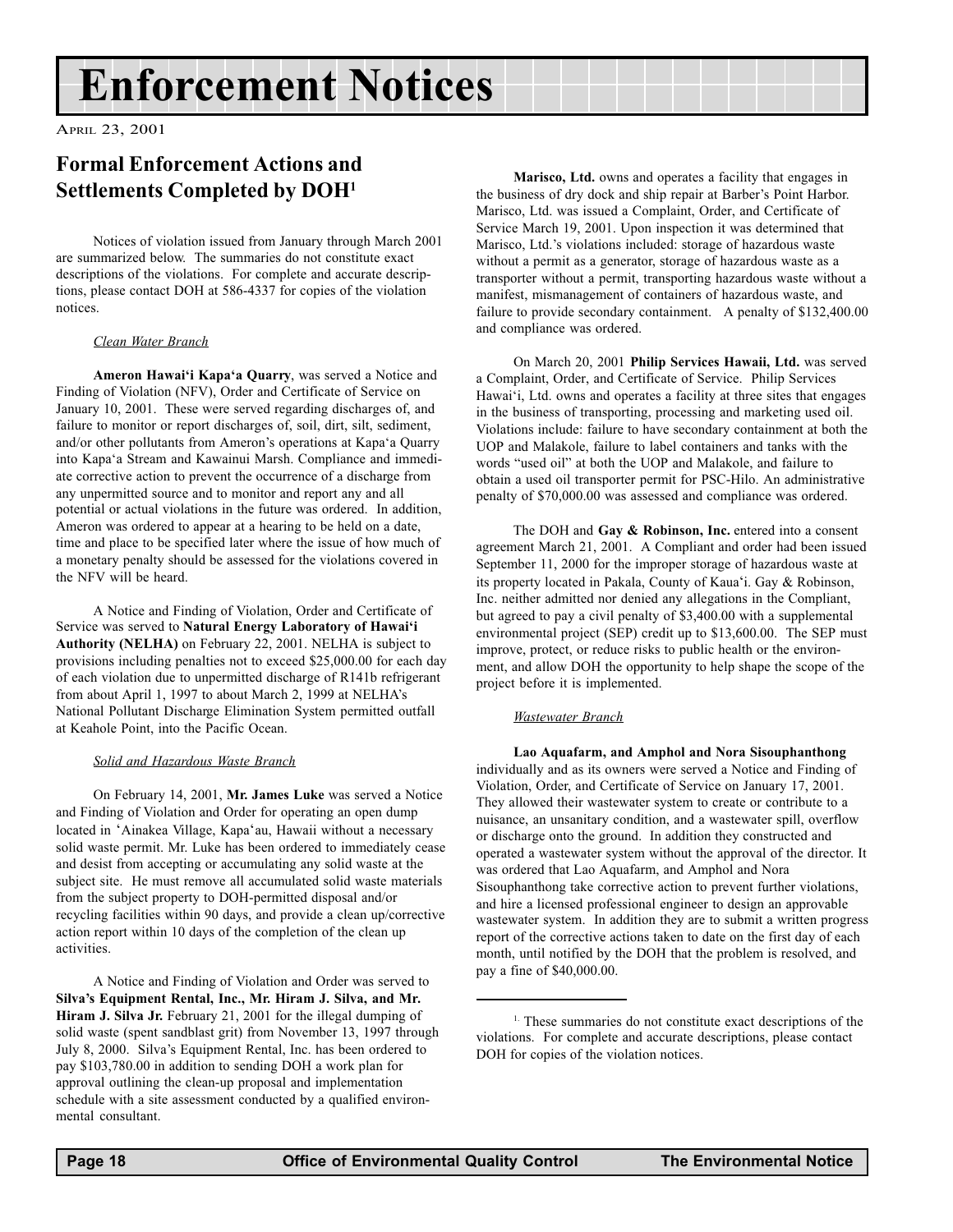# Enforcement Notices

APRIL 23, 2001

## Formal Enforcement Actions and Settlements Completed by DOH[1]

Notices of violation issued from January through March 2001 are summarized below. The summaries do not constitute exact descriptions of the violations. For complete and accurate descriptions, please contact DOH at 586-4337 for copies of the violation notices.

*Clean Water Branch*

**Ameron Hawai'i Kapa'a Quarry**, was served a Notice and Finding of Violation (NFV), Order and Certificate of Service on January 10, 2001. These were served regarding discharges of, and failure to monitor or report discharges of, soil, dirt, silt, sediment, and/or other pollutants from Ameron's operations at Kapa'a Quarry into Kapa'a Stream and Kawainui Marsh. Compliance and immediate corrective action to prevent the occurrence of a discharge from any unpermitted source and to monitor and report any and all potential or actual violations in the future was ordered. In addition, Ameron was ordered to appear at a hearing to be held on a date, time and place to be specified later where the issue of how much of a monetary penalty should be assessed for the violations covered in the NFV will be heard.

A Notice and Finding of Violation, Order and Certificate of Service was served to **Natural Energy Laboratory of Hawai'i Authority (NELHA)** on February 22, 2001. NELHA is subject to provisions including penalties not to exceed $25,000.00 for each day of each violation due to unpermitted discharge of R141b refrigerant from about April 1, 1997 to about March 2, 1999 at NELHA's National Pollutant Discharge Elimination System permitted outfall at Keahole Point, into the Pacific Ocean.

*Solid and Hazardous Waste Branch*

On February 14, 2001, **Mr. James Luke** was served a Notice and Finding of Violation and Order for operating an open dump located in 'Ainakea Village, Kapa'au, Hawaii without a necessary solid waste permit. Mr. Luke has been ordered to immediately cease and desist from accepting or accumulating any solid waste at the subject site. He must remove all accumulated solid waste materials from the subject property to DOH-permitted disposal and/or recycling facilities within 90 days, and provide a clean up/corrective action report within 10 days of the completion of the clean up activities.

A Notice and Finding of Violation and Order was served to **Silva's Equipment Rental, Inc., Mr. Hiram J. Silva, and Mr. Hiram J. Silva Jr.** February 21, 2001 for the illegal dumping of solid waste (spent sandblast grit) from November 13, 1997 through July 8, 2000. Silva's Equipment Rental, Inc. has been ordered to pay $103,780.00 in addition to sending DOH a work plan for approval outlining the clean-up proposal and implementation schedule with a site assessment conducted by a qualified environmental consultant.

**Marisco, Ltd.** owns and operates a facility that engages in the business of dry dock and ship repair at Barber's Point Harbor. Marisco, Ltd. was issued a Complaint, Order, and Certificate of Service March 19, 2001. Upon inspection it was determined that Marisco, Ltd.'s violations included: storage of hazardous waste without a permit as a generator, storage of hazardous waste as a transporter without a permit, transporting hazardous waste without a manifest, mismanagement of containers of hazardous waste, and failure to provide secondary containment. A penalty of $132,400.00 and compliance was ordered.

On March 20, 2001 **Philip Services Hawaii, Ltd.** was served a Complaint, Order, and Certificate of Service. Philip Services Hawai'i, Ltd. owns and operates a facility at three sites that engages in the business of transporting, processing and marketing used oil. Violations include: failure to have secondary containment at both the UOP and Malakole, failure to label containers and tanks with the words "used oil" at both the UOP and Malakole, and failure to obtain a used oil transporter permit for PSC-Hilo. An administrative penalty of $70,000.00 was assessed and compliance was ordered.

The DOH and **Gay & Robinson, Inc.** entered into a consent agreement March 21, 2001. A Compliant and order had been issued September 11, 2000 for the improper storage of hazardous waste at its property located in Pakala, County of Kaua'i. Gay & Robinson, Inc. neither admitted nor denied any allegations in the Compliant, but agreed to pay a civil penalty of $3,400.00 with a supplemental environmental project (SEP) credit up to $13,600.00. The SEP must improve, protect, or reduce risks to public health or the environment, and allow DOH the opportunity to help shape the scope of the project before it is implemented.

*Wastewater Branch*

**Lao Aquafarm, and Amphol and Nora Sisouphanthong** individually and as its owners were served a Notice and Finding of Violation, Order, and Certificate of Service on January 17, 2001. They allowed their wastewater system to create or contribute to a nuisance, an unsanitary condition, and a wastewater spill, overflow or discharge onto the ground. In addition they constructed and operated a wastewater system without the approval of the director. It was ordered that Lao Aquafarm, and Amphol and Nora Sisouphanthong take corrective action to prevent further violations, and hire a licensed professional engineer to design an approvable wastewater system. In addition they are to submit a written progress report of the corrective actions taken to date on the first day of each month, until notified by the DOH that the problem is resolved, and pay a fine of $40,000.00.

---

[1] These summaries do not constitute exact descriptions of the violations. For complete and accurate descriptions, please contact DOH for copies of the violation notices.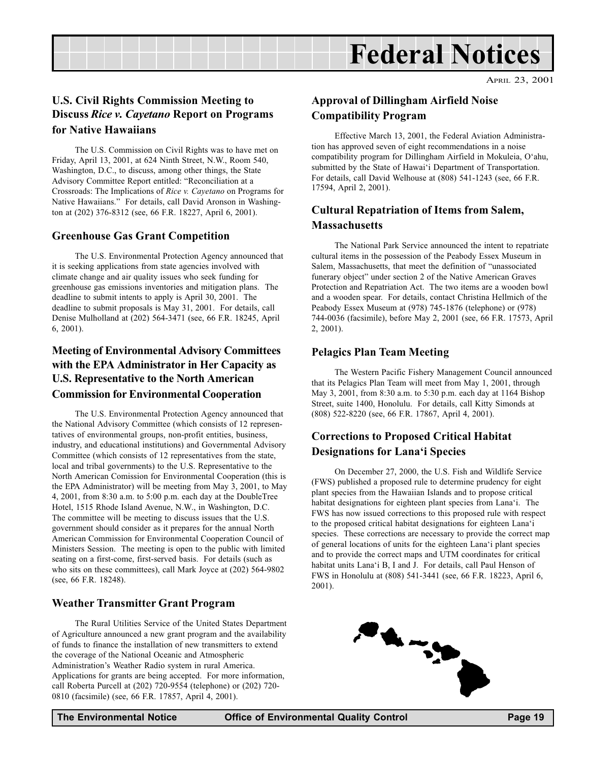# Federal Notices

April 23, 2001

## U.S. Civil Rights Commission Meeting to Discuss *Rice v. Cayetano* Report on Programs for Native Hawaiians

The U.S. Commission on Civil Rights was to have met on Friday, April 13, 2001, at 624 Ninth Street, N.W., Room 540, Washington, D.C., to discuss, among other things, the State Advisory Committee Report entitled: "Reconciliation at a Crossroads: The Implications of *Rice v. Cayetano* on Programs for Native Hawaiians." For details, call David Aronson in Washington at (202) 376-8312 (see, 66 F.R. 18227, April 6, 2001).

## Greenhouse Gas Grant Competition

The U.S. Environmental Protection Agency announced that it is seeking applications from state agencies involved with climate change and air quality issues who seek funding for greenhouse gas emissions inventories and mitigation plans. The deadline to submit intents to apply is April 30, 2001. The deadline to submit proposals is May 31, 2001. For details, call Denise Mulholland at (202) 564-3471 (see, 66 F.R. 18245, April 6, 2001).

## Meeting of Environmental Advisory Committees with the EPA Administrator in Her Capacity as U.S. Representative to the North American Commission for Environmental Cooperation

The U.S. Environmental Protection Agency announced that the National Advisory Committee (which consists of 12 representatives of environmental groups, non-profit entities, business, industry, and educational institutions) and Governmental Advisory Committee (which consists of 12 representatives from the state, local and tribal governments) to the U.S. Representative to the North American Comission for Environmental Cooperation (this is the EPA Administrator) will be meeting from May 3, 2001, to May 4, 2001, from 8:30 a.m. to 5:00 p.m. each day at the DoubleTree Hotel, 1515 Rhode Island Avenue, N.W., in Washington, D.C. The committee will be meeting to discuss issues that the U.S. government should consider as it prepares for the annual North American Commission for Environmental Cooperation Council of Ministers Session. The meeting is open to the public with limited seating on a first-come, first-served basis. For details (such as who sits on these committees), call Mark Joyce at (202) 564-9802 (see, 66 F.R. 18248).

## Weather Transmitter Grant Program

The Rural Utilities Service of the United States Department of Agriculture announced a new grant program and the availability of funds to finance the installation of new transmitters to extend the coverage of the National Oceanic and Atmospheric Administration's Weather Radio system in rural America. Applications for grants are being accepted. For more information, call Roberta Purcell at (202) 720-9554 (telephone) or (202) 720-0810 (facsimile) (see, 66 F.R. 17857, April 4, 2001).

## Approval of Dillingham Airfield Noise Compatibility Program

Effective March 13, 2001, the Federal Aviation Administration has approved seven of eight recommendations in a noise compatibility program for Dillingham Airfield in Mokuleia, O'ahu, submitted by the State of Hawai'i Department of Transportation. For details, call David Welhouse at (808) 541-1243 (see, 66 F.R. 17594, April 2, 2001).

## Cultural Repatriation of Items from Salem, Massachusetts

The National Park Service announced the intent to repatriate cultural items in the possession of the Peabody Essex Museum in Salem, Massachusetts, that meet the definition of "unassociated funerary object" under section 2 of the Native American Graves Protection and Repatriation Act. The two items are a wooden bowl and a wooden spear. For details, contact Christina Hellmich of the Peabody Essex Museum at (978) 745-1876 (telephone) or (978) 744-0036 (facsimile), before May 2, 2001 (see, 66 F.R. 17573, April 2, 2001).

## Pelagics Plan Team Meeting

The Western Pacific Fishery Management Council announced that its Pelagics Plan Team will meet from May 1, 2001, through May 3, 2001, from 8:30 a.m. to 5:30 p.m. each day at 1164 Bishop Street, suite 1400, Honolulu. For details, call Kitty Simonds at (808) 522-8220 (see, 66 F.R. 17867, April 4, 2001).

## Corrections to Proposed Critical Habitat Designations for Lana'i Species

On December 27, 2000, the U.S. Fish and Wildlife Service (FWS) published a proposed rule to determine prudency for eight plant species from the Hawaiian Islands and to propose critical habitat designations for eighteen plant species from Lana'i. The FWS has now issued corrections to this proposed rule with respect to the proposed critical habitat designations for eighteen Lana'i species. These corrections are necessary to provide the correct map of general locations of units for the eighteen Lana'i plant species and to provide the correct maps and UTM coordinates for critical habitat units Lana'i B, I and J. For details, call Paul Henson of FWS in Honolulu at (808) 541-3441 (see, 66 F.R. 18223, April 6, 2001).